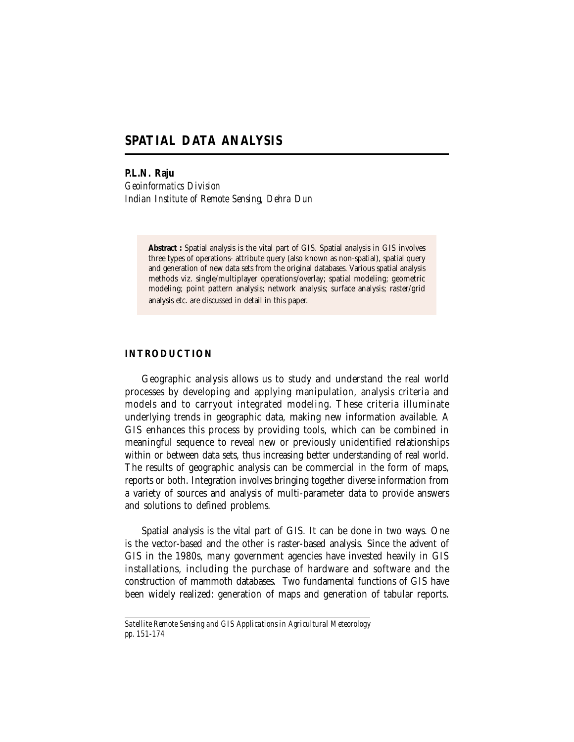# SPATIAL DATA ANALYSIS

**P.L.N. Raju**
*Geoinformatics Division*
*Indian Institute of Remote Sensing, Dehra Dun*

> **Abstract :** Spatial analysis is the vital part of GIS. Spatial analysis in GIS involves three types of operations- attribute query (also known as non-spatial), spatial query and generation of new data sets from the original databases. Various spatial analysis methods viz. single/multiplayer operations/overlay; spatial modeling; geometric modeling; point pattern analysis; network analysis; surface analysis; raster/grid analysis etc. are discussed in detail in this paper.

## INTRODUCTION

Geographic analysis allows us to study and understand the real world processes by developing and applying manipulation, analysis criteria and models and to carryout integrated modeling. These criteria illuminate underlying trends in geographic data, making new information available. A GIS enhances this process by providing tools, which can be combined in meaningful sequence to reveal new or previously unidentified relationships within or between data sets, thus increasing better understanding of real world. The results of geographic analysis can be commercial in the form of maps, reports or both. Integration involves bringing together diverse information from a variety of sources and analysis of multi-parameter data to provide answers and solutions to defined problems.

Spatial analysis is the vital part of GIS. It can be done in two ways. One is the vector-based and the other is raster-based analysis. Since the advent of GIS in the 1980s, many government agencies have invested heavily in GIS installations, including the purchase of hardware and software and the construction of mammoth databases. Two fundamental functions of GIS have been widely realized: generation of maps and generation of tabular reports.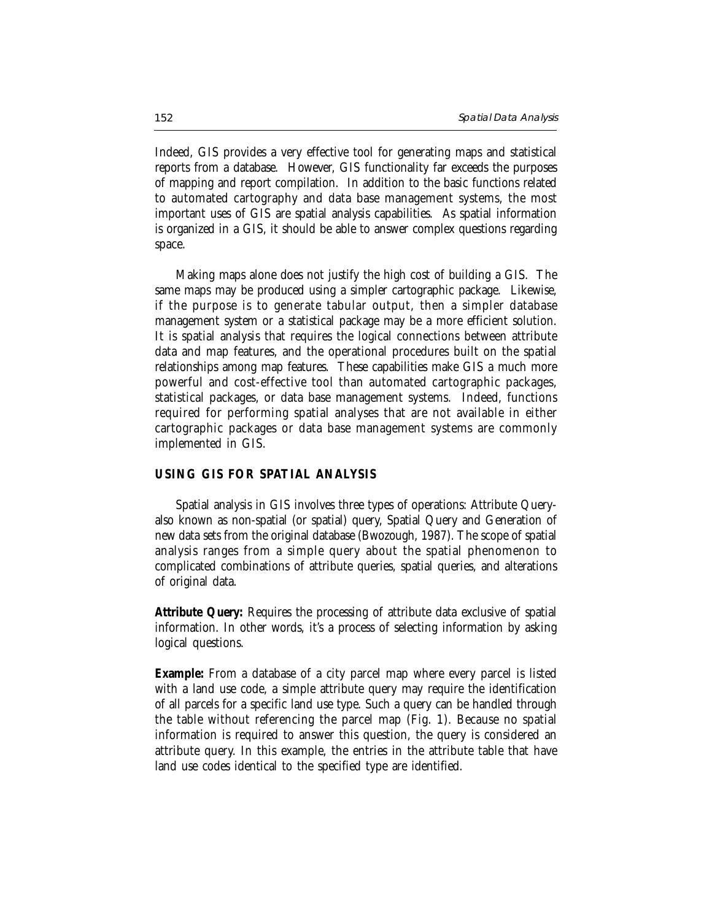Indeed, GIS provides a very effective tool for generating maps and statistical reports from a database. However, GIS functionality far exceeds the purposes of mapping and report compilation. In addition to the basic functions related to automated cartography and data base management systems, the most important uses of GIS are spatial analysis capabilities. As spatial information is organized in a GIS, it should be able to answer complex questions regarding space.

Making maps alone does not justify the high cost of building a GIS. The same maps may be produced using a simpler cartographic package. Likewise, if the purpose is to generate tabular output, then a simpler database management system or a statistical package may be a more efficient solution. It is spatial analysis that requires the logical connections between attribute data and map features, and the operational procedures built on the spatial relationships among map features. These capabilities make GIS a much more powerful and cost-effective tool than automated cartographic packages, statistical packages, or data base management systems. Indeed, functions required for performing spatial analyses that are not available in either cartographic packages or data base management systems are commonly implemented in GIS.

## USING GIS FOR SPATIAL ANALYSIS

Spatial analysis in GIS involves three types of operations: Attribute Query-also known as non-spatial (or spatial) query, Spatial Query and Generation of new data sets from the original database (Bwozough, 1987). The scope of spatial analysis ranges from a simple query about the spatial phenomenon to complicated combinations of attribute queries, spatial queries, and alterations of original data.

**Attribute Query:** Requires the processing of attribute data exclusive of spatial information. In other words, it's a process of selecting information by asking logical questions.

**Example:** From a database of a city parcel map where every parcel is listed with a land use code, a simple attribute query may require the identification of all parcels for a specific land use type. Such a query can be handled through the table without referencing the parcel map (Fig. 1). Because no spatial information is required to answer this question, the query is considered an attribute query. In this example, the entries in the attribute table that have land use codes identical to the specified type are identified.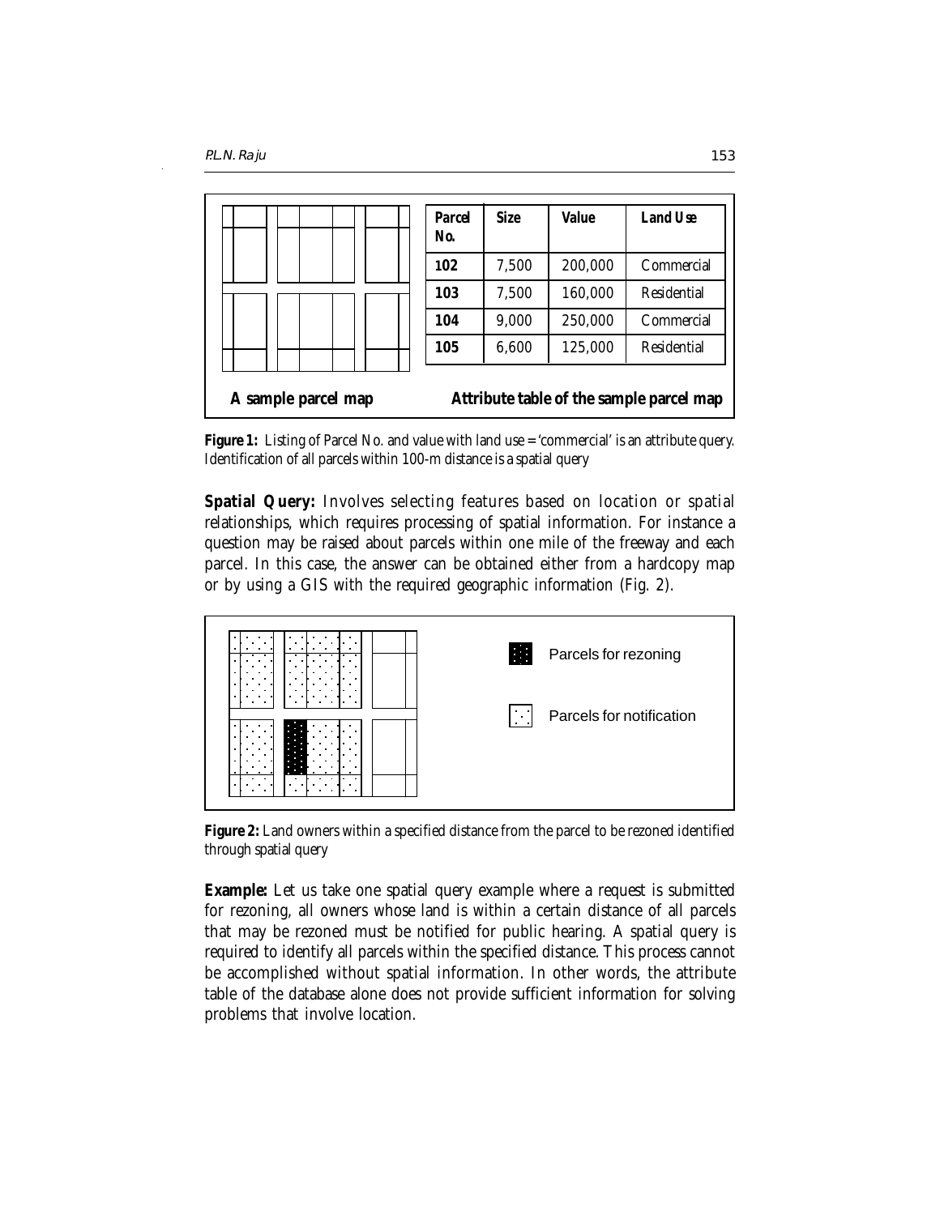| Parcel No. | Size | Value | Land Use |
|---|---|---|---|
| 102 | 7,500 | 200,000 | Commercial |
| 103 | 7,500 | 160,000 | Residential |
| 104 | 9,000 | 250,000 | Commercial |
| 105 | 6,600 | 125,000 | Residential |

**A sample parcel map** **Attribute table of the sample parcel map**

**Figure 1:** Listing of Parcel No. and value with land use = 'commercial' is an attribute query. Identification of all parcels within 100-m distance is a spatial query

**Spatial Query:** Involves selecting features based on location or spatial relationships, which requires processing of spatial information. For instance a question may be raised about parcels within one mile of the freeway and each parcel. In this case, the answer can be obtained either from a hardcopy map or by using a GIS with the required geographic information (Fig. 2).

Parcels for rezoning

Parcels for notification

**Figure 2:** Land owners within a specified distance from the parcel to be rezoned identified through spatial query

**Example:** Let us take one spatial query example where a request is submitted for rezoning, all owners whose land is within a certain distance of all parcels that may be rezoned must be notified for public hearing. A spatial query is required to identify all parcels within the specified distance. This process cannot be accomplished without spatial information. In other words, the attribute table of the database alone does not provide sufficient information for solving problems that involve location.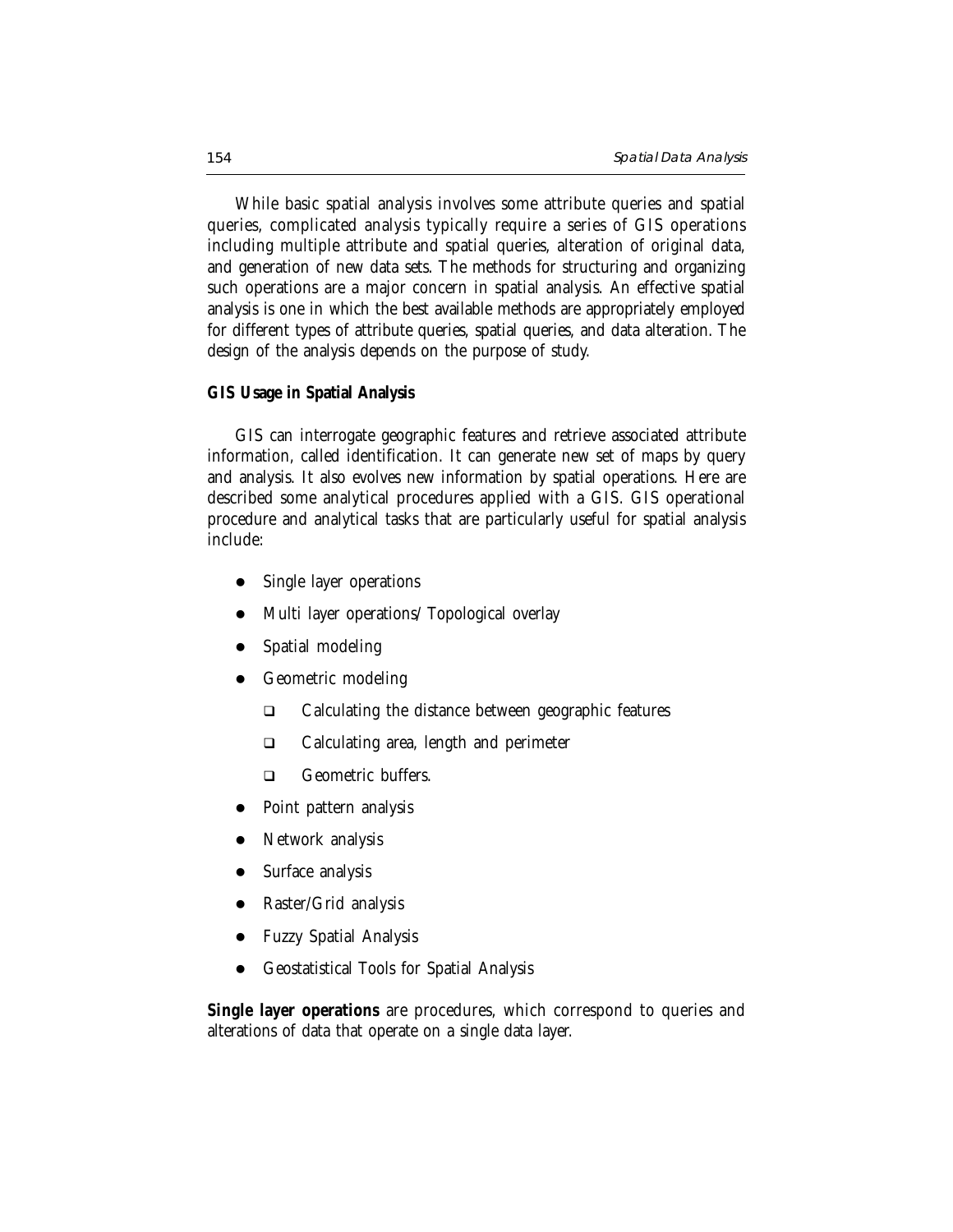While basic spatial analysis involves some attribute queries and spatial queries, complicated analysis typically require a series of GIS operations including multiple attribute and spatial queries, alteration of original data, and generation of new data sets. The methods for structuring and organizing such operations are a major concern in spatial analysis. An effective spatial analysis is one in which the best available methods are appropriately employed for different types of attribute queries, spatial queries, and data alteration. The design of the analysis depends on the purpose of study.

### GIS Usage in Spatial Analysis

GIS can interrogate geographic features and retrieve associated attribute information, called identification. It can generate new set of maps by query and analysis. It also evolves new information by spatial operations. Here are described some analytical procedures applied with a GIS. GIS operational procedure and analytical tasks that are particularly useful for spatial analysis include:

- Single layer operations
- Multi layer operations/ Topological overlay
- Spatial modeling
- Geometric modeling
  - Calculating the distance between geographic features
  - Calculating area, length and perimeter
  - Geometric buffers.
- Point pattern analysis
- Network analysis
- Surface analysis
- Raster/Grid analysis
- Fuzzy Spatial Analysis
- Geostatistical Tools for Spatial Analysis

**Single layer operations** are procedures, which correspond to queries and alterations of data that operate on a single data layer.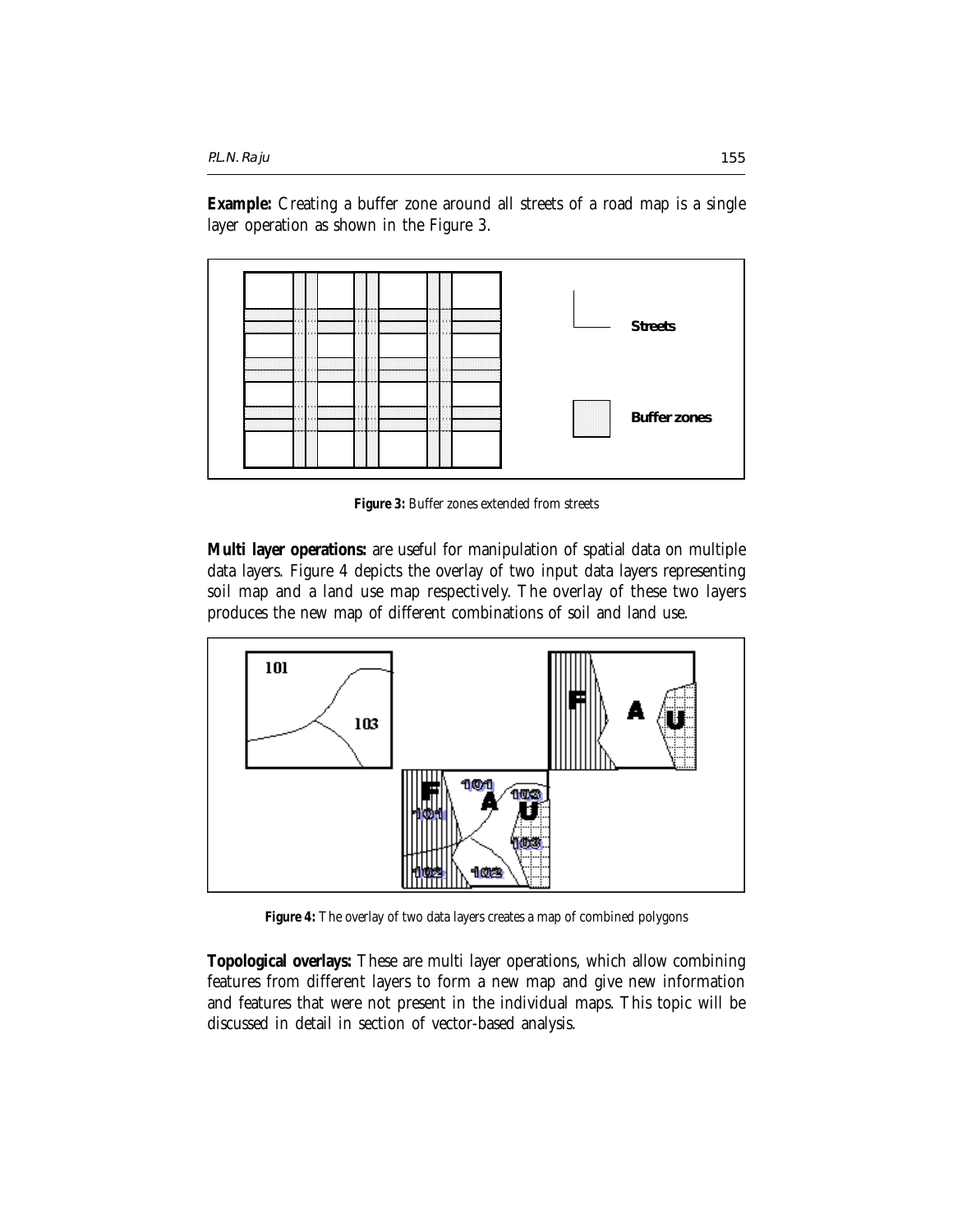**Example:** Creating a buffer zone around all streets of a road map is a single layer operation as shown in the Figure 3.

**Figure 3:** Buffer zones extended from streets

**Multi layer operations:** are useful for manipulation of spatial data on multiple data layers. Figure 4 depicts the overlay of two input data layers representing soil map and a land use map respectively. The overlay of these two layers produces the new map of different combinations of soil and land use.

**Figure 4:** The overlay of two data layers creates a map of combined polygons

**Topological overlays:** These are multi layer operations, which allow combining features from different layers to form a new map and give new information and features that were not present in the individual maps. This topic will be discussed in detail in section of vector-based analysis.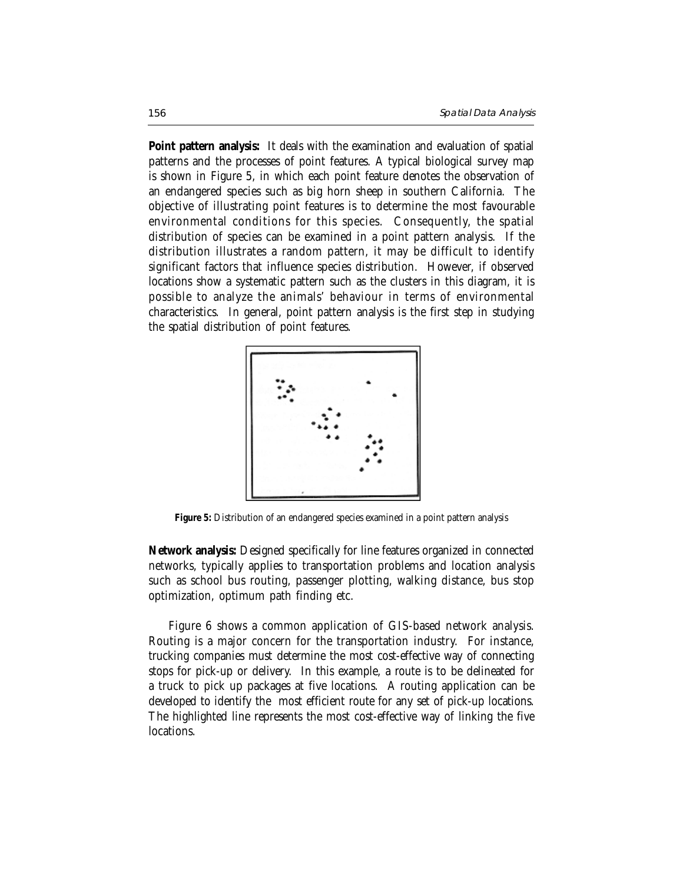**Point pattern analysis:** It deals with the examination and evaluation of spatial patterns and the processes of point features. A typical biological survey map is shown in Figure 5, in which each point feature denotes the observation of an endangered species such as big horn sheep in southern California. The objective of illustrating point features is to determine the most favourable environmental conditions for this species. Consequently, the spatial distribution of species can be examined in a point pattern analysis. If the distribution illustrates a random pattern, it may be difficult to identify significant factors that influence species distribution. However, if observed locations show a systematic pattern such as the clusters in this diagram, it is possible to analyze the animals' behaviour in terms of environmental characteristics. In general, point pattern analysis is the first step in studying the spatial distribution of point features.

**Figure 5:** Distribution of an endangered species examined in a point pattern analysis

**Network analysis:** Designed specifically for line features organized in connected networks, typically applies to transportation problems and location analysis such as school bus routing, passenger plotting, walking distance, bus stop optimization, optimum path finding etc.

Figure 6 shows a common application of GIS-based network analysis. Routing is a major concern for the transportation industry. For instance, trucking companies must determine the most cost-effective way of connecting stops for pick-up or delivery. In this example, a route is to be delineated for a truck to pick up packages at five locations. A routing application can be developed to identify the most efficient route for any set of pick-up locations. The highlighted line represents the most cost-effective way of linking the five locations.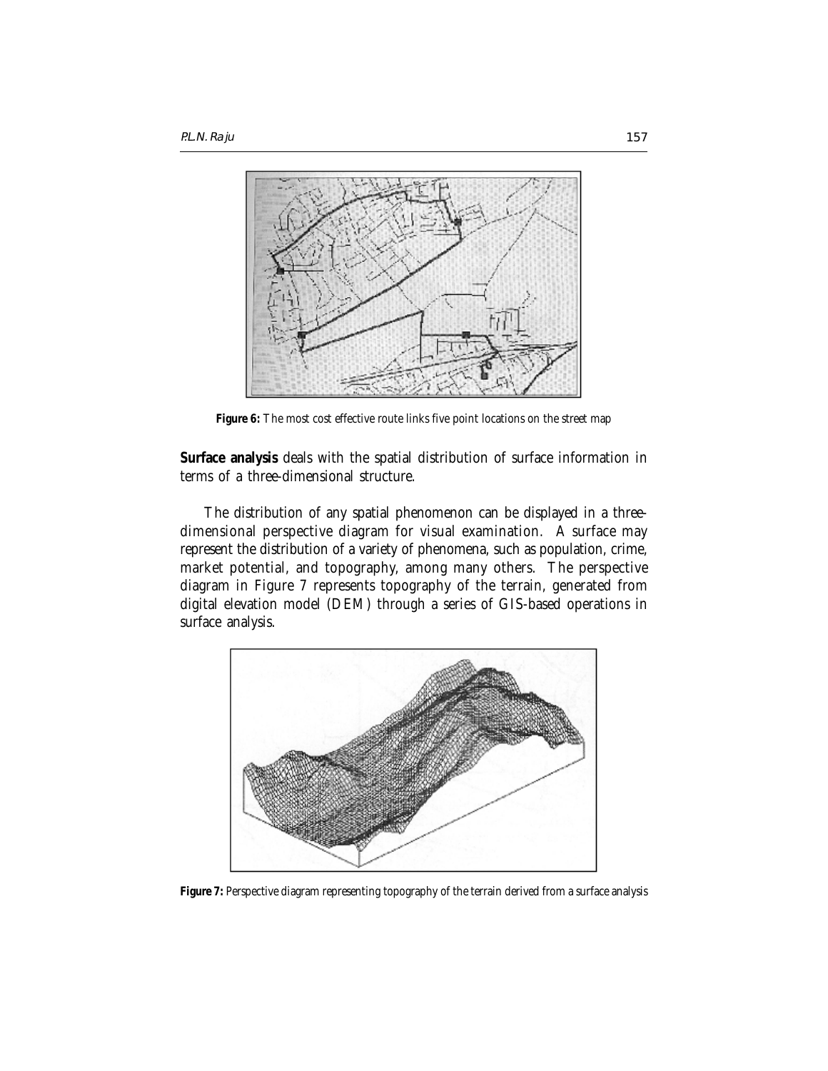Figure 6: The most cost effective route links five point locations on the street map

**Surface analysis** deals with the spatial distribution of surface information in terms of a three-dimensional structure.

The distribution of any spatial phenomenon can be displayed in a three-dimensional perspective diagram for visual examination. A surface may represent the distribution of a variety of phenomena, such as population, crime, market potential, and topography, among many others. The perspective diagram in Figure 7 represents topography of the terrain, generated from digital elevation model (DEM) through a series of GIS-based operations in surface analysis.

Figure 7: Perspective diagram representing topography of the terrain derived from a surface analysis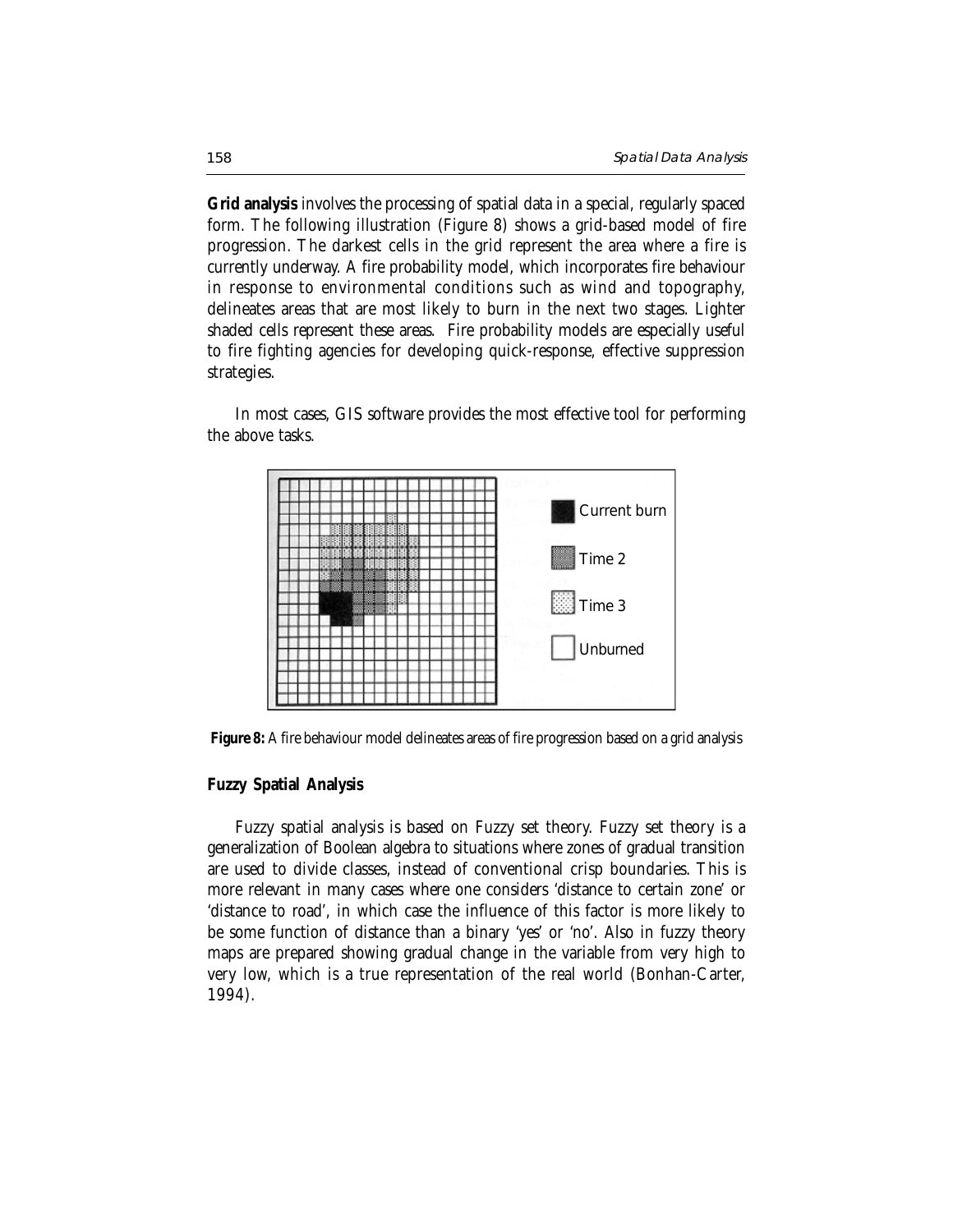**Grid analysis** involves the processing of spatial data in a special, regularly spaced form. The following illustration (Figure 8) shows a grid-based model of fire progression. The darkest cells in the grid represent the area where a fire is currently underway. A fire probability model, which incorporates fire behaviour in response to environmental conditions such as wind and topography, delineates areas that are most likely to burn in the next two stages. Lighter shaded cells represent these areas. Fire probability models are especially useful to fire fighting agencies for developing quick-response, effective suppression strategies.

In most cases, GIS software provides the most effective tool for performing the above tasks.

**Figure 8:** A fire behaviour model delineates areas of fire progression based on a grid analysis

### Fuzzy Spatial Analysis

Fuzzy spatial analysis is based on Fuzzy set theory. Fuzzy set theory is a generalization of Boolean algebra to situations where zones of gradual transition are used to divide classes, instead of conventional crisp boundaries. This is more relevant in many cases where one considers 'distance to certain zone' or 'distance to road', in which case the influence of this factor is more likely to be some function of distance than a binary 'yes' or 'no'. Also in fuzzy theory maps are prepared showing gradual change in the variable from very high to very low, which is a true representation of the real world (Bonhan-Carter, 1994).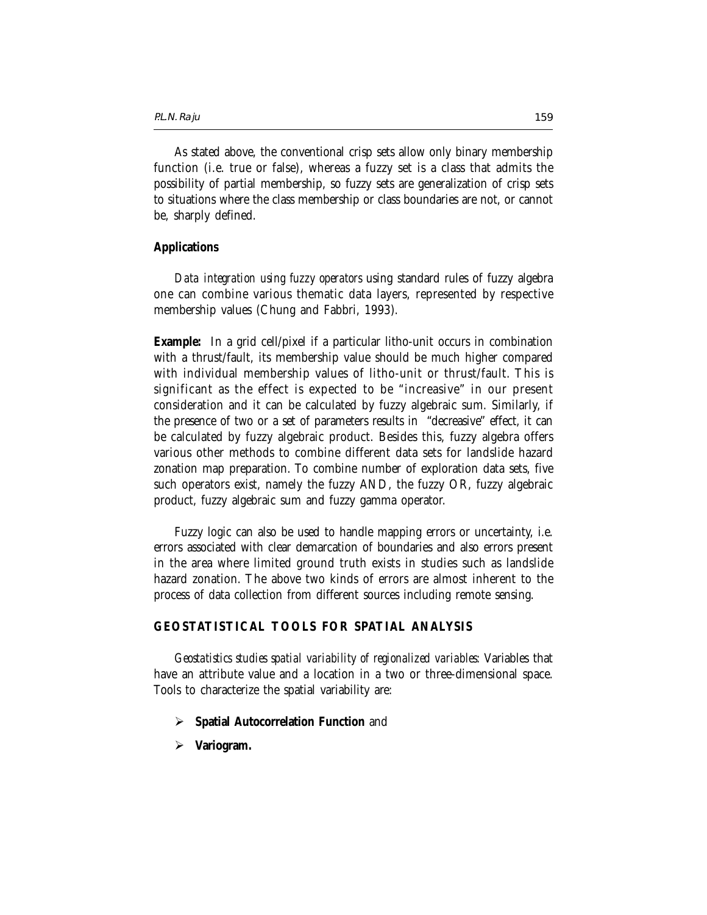As stated above, the conventional crisp sets allow only binary membership function (i.e. true or false), whereas a fuzzy set is a class that admits the possibility of partial membership, so fuzzy sets are generalization of crisp sets to situations where the class membership or class boundaries are not, or cannot be, sharply defined.

**Applications**

*Data integration using fuzzy operators* using standard rules of fuzzy algebra one can combine various thematic data layers, represented by respective membership values (Chung and Fabbri, 1993).

**Example:** In a grid cell/pixel if a particular litho-unit occurs in combination with a thrust/fault, its membership value should be much higher compared with individual membership values of litho-unit or thrust/fault. This is significant as the effect is expected to be "increasive" in our present consideration and it can be calculated by fuzzy algebraic sum. Similarly, if the presence of two or a set of parameters results in "decreasive" effect, it can be calculated by fuzzy algebraic product. Besides this, fuzzy algebra offers various other methods to combine different data sets for landslide hazard zonation map preparation. To combine number of exploration data sets, five such operators exist, namely the fuzzy AND, the fuzzy OR, fuzzy algebraic product, fuzzy algebraic sum and fuzzy gamma operator.

Fuzzy logic can also be used to handle mapping errors or uncertainty, i.e. errors associated with clear demarcation of boundaries and also errors present in the area where limited ground truth exists in studies such as landslide hazard zonation. The above two kinds of errors are almost inherent to the process of data collection from different sources including remote sensing.

## GEOSTATISTICAL TOOLS FOR SPATIAL ANALYSIS

*Geostatistics studies spatial variability of regionalized variables*: Variables that have an attribute value and a location in a two or three-dimensional space. Tools to characterize the spatial variability are:

- **Spatial Autocorrelation Function** and
- **Variogram.**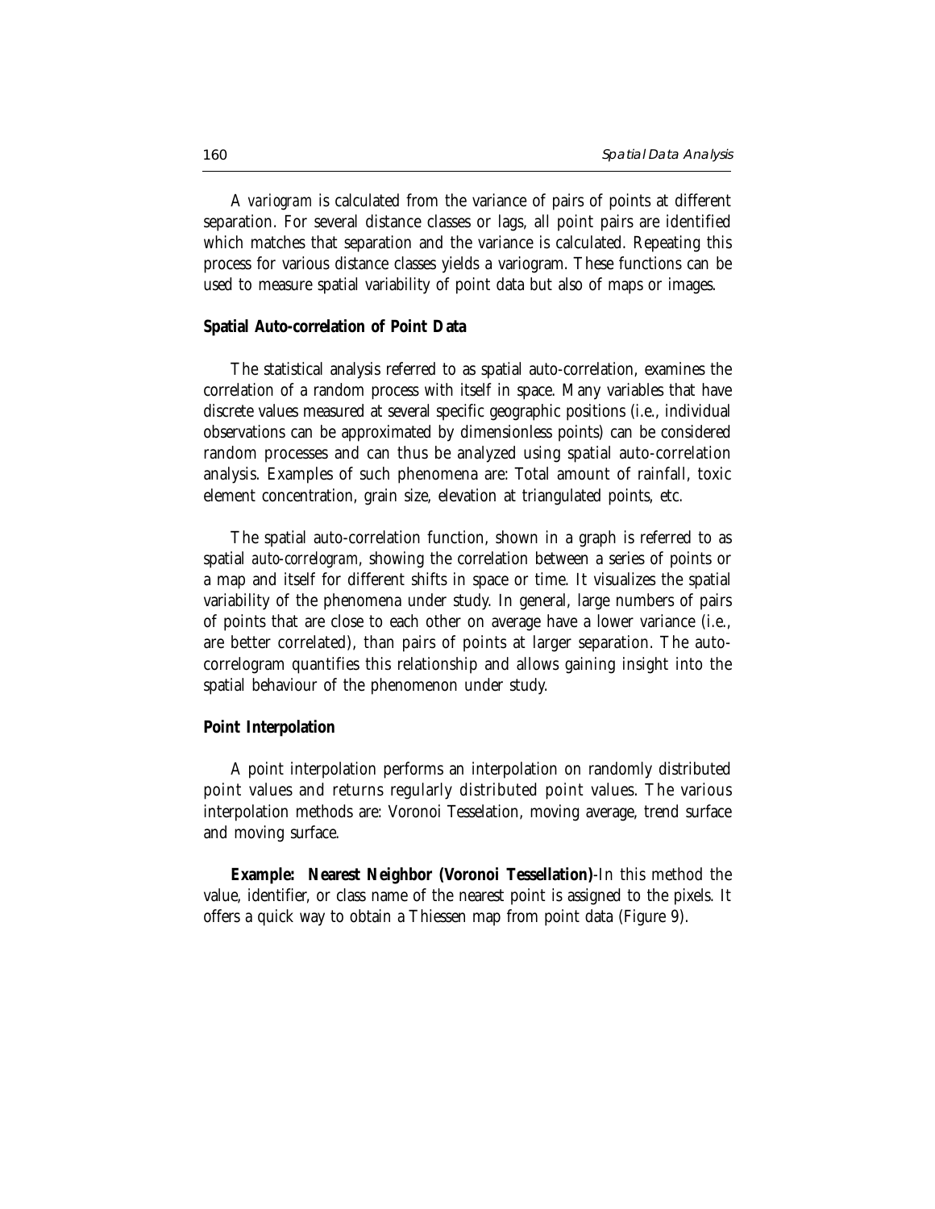A *variogram* is calculated from the variance of pairs of points at different separation. For several distance classes or lags, all point pairs are identified which matches that separation and the variance is calculated. Repeating this process for various distance classes yields a variogram. These functions can be used to measure spatial variability of point data but also of maps or images.

**Spatial Auto-correlation of Point Data**

The statistical analysis referred to as spatial auto-correlation, examines the correlation of a random process with itself in space. Many variables that have discrete values measured at several specific geographic positions (i.e., individual observations can be approximated by dimensionless points) can be considered random processes and can thus be analyzed using spatial auto-correlation analysis. Examples of such phenomena are: Total amount of rainfall, toxic element concentration, grain size, elevation at triangulated points, etc.

The spatial auto-correlation function, shown in a graph is referred to as spatial *auto-correlogram*, showing the correlation between a series of points or a map and itself for different shifts in space or time. It visualizes the spatial variability of the phenomena under study. In general, large numbers of pairs of points that are close to each other on average have a lower variance (i.e., are better correlated), than pairs of points at larger separation. The auto-correlogram quantifies this relationship and allows gaining insight into the spatial behaviour of the phenomenon under study.

**Point Interpolation**

A point interpolation performs an interpolation on randomly distributed point values and returns regularly distributed point values. The various interpolation methods are: Voronoi Tesselation, moving average, trend surface and moving surface.

**Example: Nearest Neighbor (Voronoi Tessellation)**-In this method the value, identifier, or class name of the nearest point is assigned to the pixels. It offers a quick way to obtain a Thiessen map from point data (Figure 9).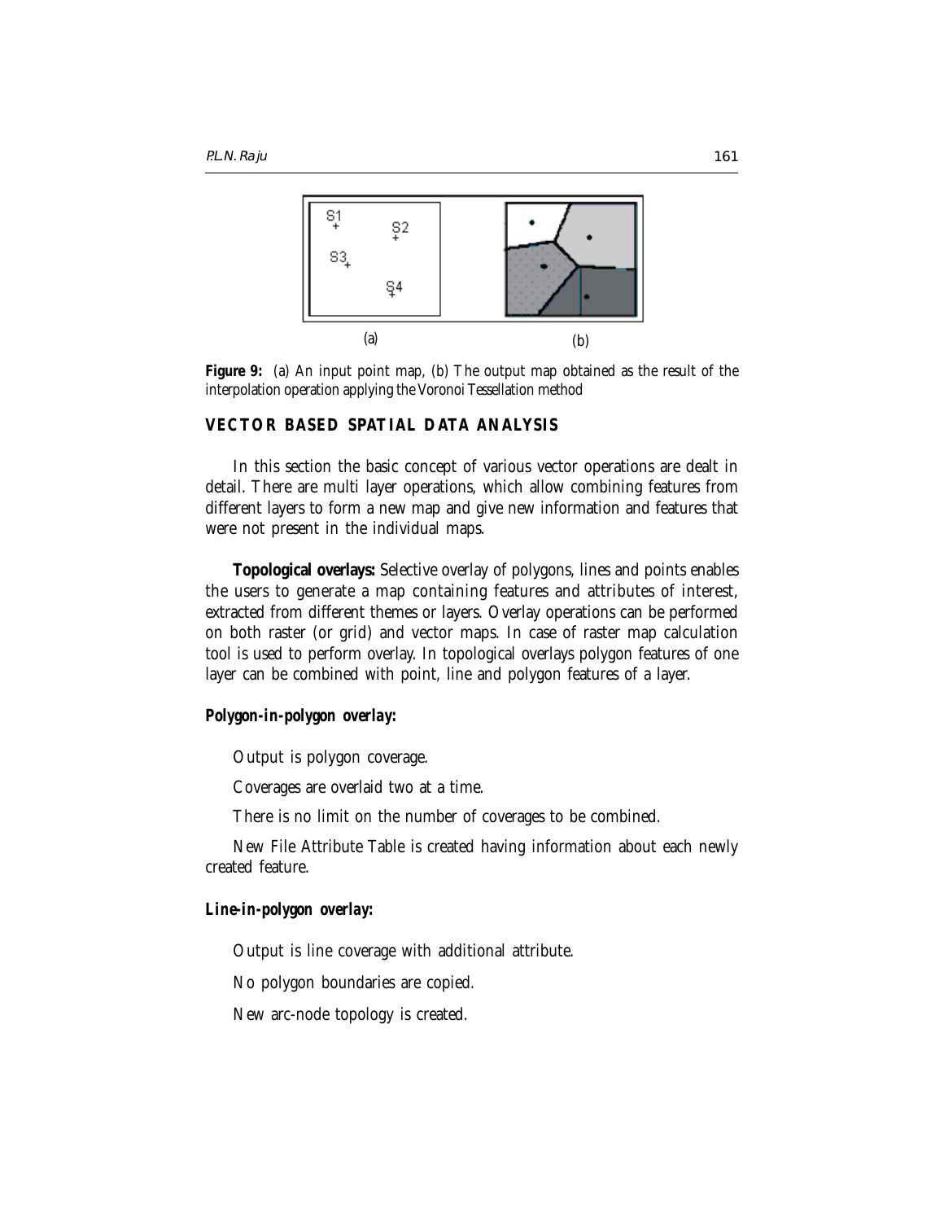**Figure 9:** (a) An input point map, (b) The output map obtained as the result of the interpolation operation applying the Voronoi Tessellation method

## VECTOR BASED SPATIAL DATA ANALYSIS

In this section the basic concept of various vector operations are dealt in detail. There are multi layer operations, which allow combining features from different layers to form a new map and give new information and features that were not present in the individual maps.

**Topological overlays:** Selective overlay of polygons, lines and points enables the users to generate a map containing features and attributes of interest, extracted from different themes or layers. Overlay operations can be performed on both raster (or grid) and vector maps. In case of raster map calculation tool is used to perform overlay. In topological overlays polygon features of one layer can be combined with point, line and polygon features of a layer.

### Polygon-in-polygon overlay:

Output is polygon coverage.

Coverages are overlaid two at a time.

There is no limit on the number of coverages to be combined.

New File Attribute Table is created having information about each newly created feature.

### Line-in-polygon overlay:

Output is line coverage with additional attribute.

No polygon boundaries are copied.

New arc-node topology is created.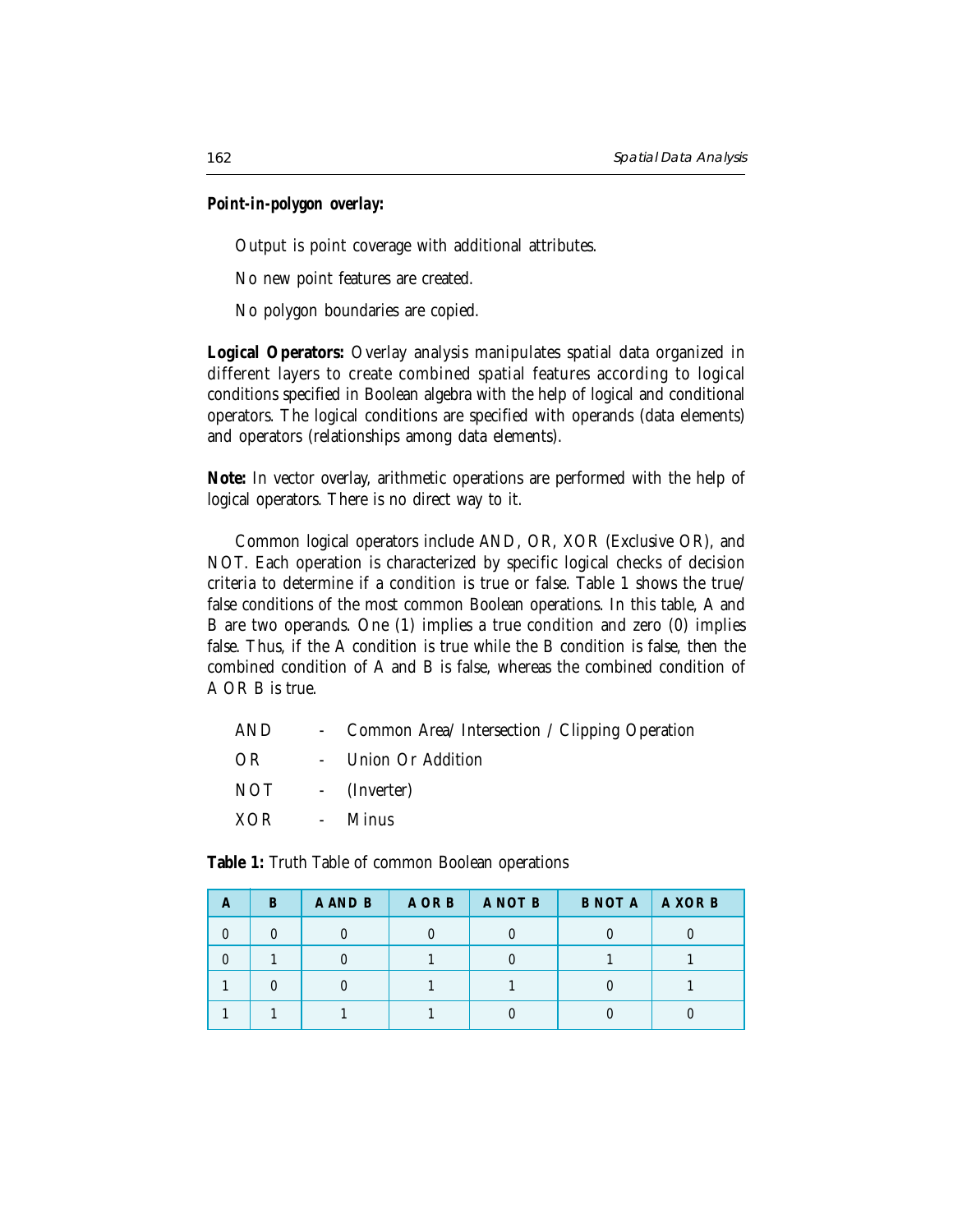**Point-in-polygon overlay:**

Output is point coverage with additional attributes.

No new point features are created.

No polygon boundaries are copied.

**Logical Operators:** Overlay analysis manipulates spatial data organized in different layers to create combined spatial features according to logical conditions specified in Boolean algebra with the help of logical and conditional operators. The logical conditions are specified with operands (data elements) and operators (relationships among data elements).

**Note:** In vector overlay, arithmetic operations are performed with the help of logical operators. There is no direct way to it.

Common logical operators include AND, OR, XOR (Exclusive OR), and NOT. Each operation is characterized by specific logical checks of decision criteria to determine if a condition is true or false. Table 1 shows the true/false conditions of the most common Boolean operations. In this table, A and B are two operands. One (1) implies a true condition and zero (0) implies false. Thus, if the A condition is true while the B condition is false, then the combined condition of A and B is false, whereas the combined condition of A OR B is true.

AND - Common Area/ Intersection / Clipping Operation

OR - Union Or Addition

NOT - (Inverter)

XOR - Minus

**Table 1:** Truth Table of common Boolean operations

| A | B | A AND B | A OR B | A NOT B | B NOT A | A XOR B |
|---|---|---|---|---|---|---|
| 0 | 0 | 0 | 0 | 0 | 0 | 0 |
| 0 | 1 | 0 | 1 | 0 | 1 | 1 |
| 1 | 0 | 0 | 1 | 1 | 0 | 1 |
| 1 | 1 | 1 | 1 | 0 | 0 | 0 |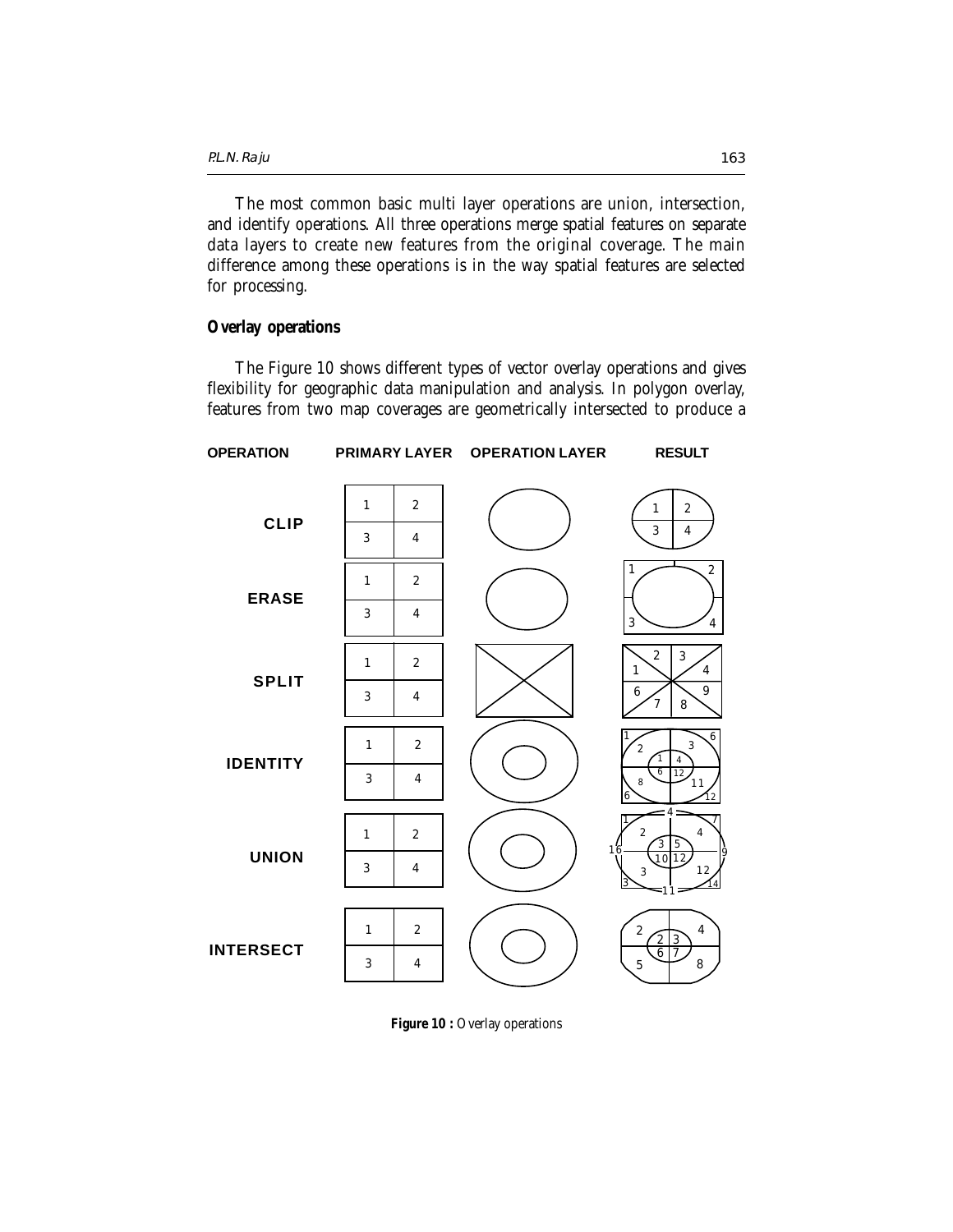The most common basic multi layer operations are union, intersection, and identify operations. All three operations merge spatial features on separate data layers to create new features from the original coverage. The main difference among these operations is in the way spatial features are selected for processing.

### Overlay operations

The Figure 10 shows different types of vector overlay operations and gives flexibility for geographic data manipulation and analysis. In polygon overlay, features from two map coverages are geometrically intersected to produce a

**Figure 10 :** Overlay operations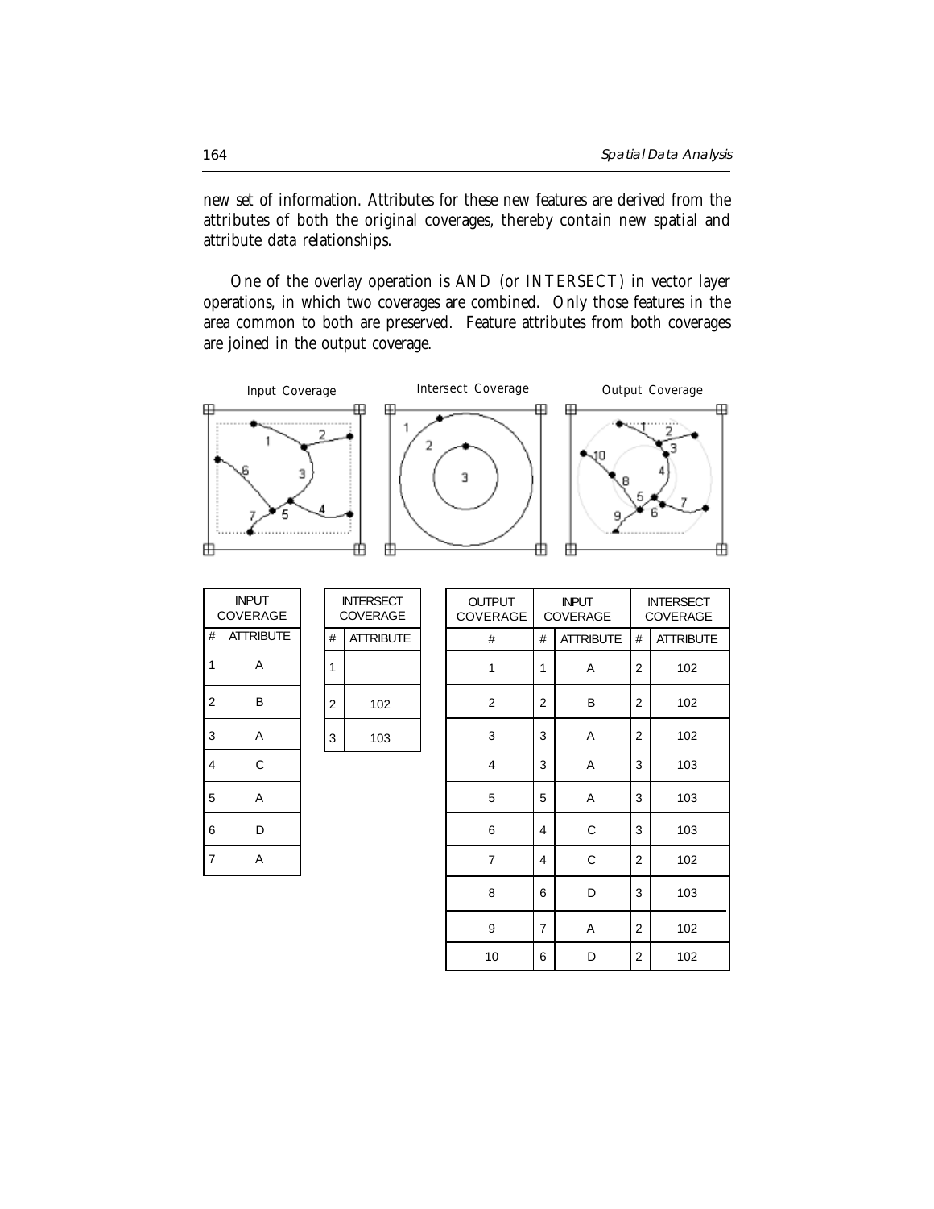new set of information. Attributes for these new features are derived from the attributes of both the original coverages, thereby contain new spatial and attribute data relationships.

One of the overlay operation is AND (or INTERSECT) in vector layer operations, in which two coverages are combined. Only those features in the area common to both are preserved. Feature attributes from both coverages are joined in the output coverage.

Input Coverage        Intersect Coverage        Output Coverage

| INPUT COVERAGE | |
|---|---|
| # | ATTRIBUTE |
| 1 | A |
| 2 | B |
| 3 | A |
| 4 | C |
| 5 | A |
| 6 | D |
| 7 | A |

| INTERSECT COVERAGE | |
|---|---|
| # | ATTRIBUTE |
| 1 | |
| 2 | 102 |
| 3 | 103 |

| OUTPUT COVERAGE | INPUT COVERAGE | | INTERSECT COVERAGE | |
|---|---|---|---|---|
| # | # | ATTRIBUTE | # | ATTRIBUTE |
| 1 | 1 | A | 2 | 102 |
| 2 | 2 | B | 2 | 102 |
| 3 | 3 | A | 2 | 102 |
| 4 | 3 | A | 3 | 103 |
| 5 | 5 | A | 3 | 103 |
| 6 | 4 | C | 3 | 103 |
| 7 | 4 | C | 2 | 102 |
| 8 | 6 | D | 3 | 103 |
| 9 | 7 | A | 2 | 102 |
| 10 | 6 | D | 2 | 102 |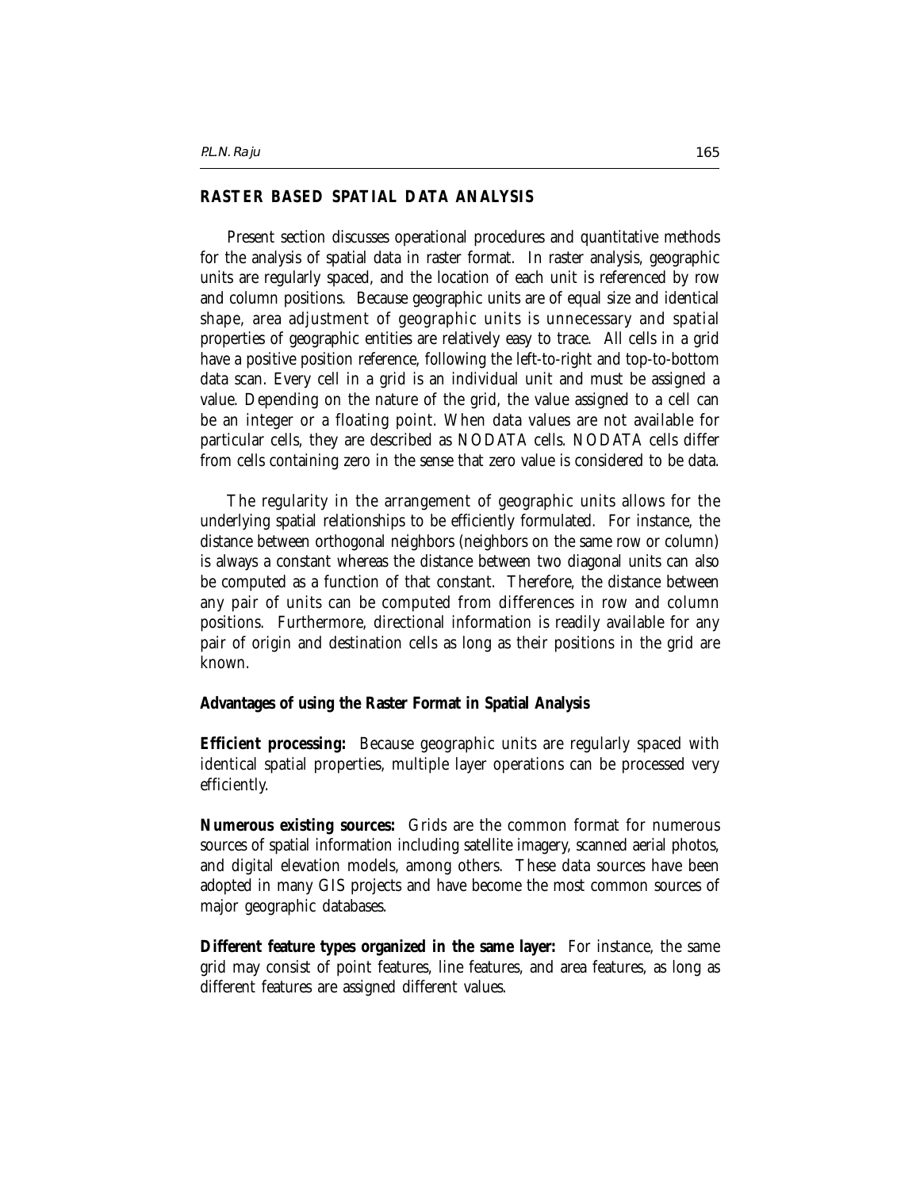## RASTER BASED SPATIAL DATA ANALYSIS

Present section discusses operational procedures and quantitative methods for the analysis of spatial data in raster format. In raster analysis, geographic units are regularly spaced, and the location of each unit is referenced by row and column positions. Because geographic units are of equal size and identical shape, area adjustment of geographic units is unnecessary and spatial properties of geographic entities are relatively easy to trace. All cells in a grid have a positive position reference, following the left-to-right and top-to-bottom data scan. Every cell in a grid is an individual unit and must be assigned a value. Depending on the nature of the grid, the value assigned to a cell can be an integer or a floating point. When data values are not available for particular cells, they are described as NODATA cells. NODATA cells differ from cells containing zero in the sense that zero value is considered to be data.

The regularity in the arrangement of geographic units allows for the underlying spatial relationships to be efficiently formulated. For instance, the distance between orthogonal neighbors (neighbors on the same row or column) is always a constant whereas the distance between two diagonal units can also be computed as a function of that constant. Therefore, the distance between any pair of units can be computed from differences in row and column positions. Furthermore, directional information is readily available for any pair of origin and destination cells as long as their positions in the grid are known.

### Advantages of using the Raster Format in Spatial Analysis

**Efficient processing:** Because geographic units are regularly spaced with identical spatial properties, multiple layer operations can be processed very efficiently.

**Numerous existing sources:** Grids are the common format for numerous sources of spatial information including satellite imagery, scanned aerial photos, and digital elevation models, among others. These data sources have been adopted in many GIS projects and have become the most common sources of major geographic databases.

**Different feature types organized in the same layer:** For instance, the same grid may consist of point features, line features, and area features, as long as different features are assigned different values.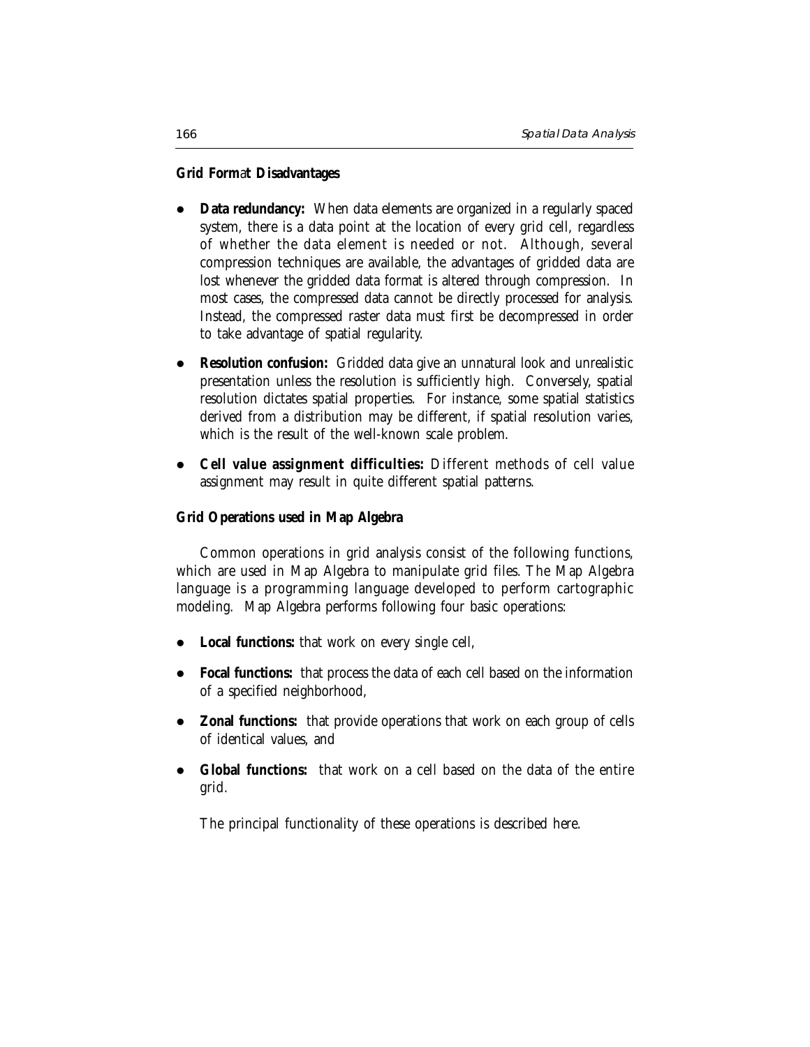### Grid Format Disadvantages

- **Data redundancy:** When data elements are organized in a regularly spaced system, there is a data point at the location of every grid cell, regardless of whether the data element is needed or not. Although, several compression techniques are available, the advantages of gridded data are lost whenever the gridded data format is altered through compression. In most cases, the compressed data cannot be directly processed for analysis. Instead, the compressed raster data must first be decompressed in order to take advantage of spatial regularity.
- **Resolution confusion:** Gridded data give an unnatural look and unrealistic presentation unless the resolution is sufficiently high. Conversely, spatial resolution dictates spatial properties. For instance, some spatial statistics derived from a distribution may be different, if spatial resolution varies, which is the result of the well-known scale problem.
- **Cell value assignment difficulties:** Different methods of cell value assignment may result in quite different spatial patterns.

### Grid Operations used in Map Algebra

Common operations in grid analysis consist of the following functions, which are used in Map Algebra to manipulate grid files. The Map Algebra language is a programming language developed to perform cartographic modeling. Map Algebra performs following four basic operations:

- **Local functions:** that work on every single cell,
- **Focal functions:** that process the data of each cell based on the information of a specified neighborhood,
- **Zonal functions:** that provide operations that work on each group of cells of identical values, and
- **Global functions:** that work on a cell based on the data of the entire grid.

The principal functionality of these operations is described here.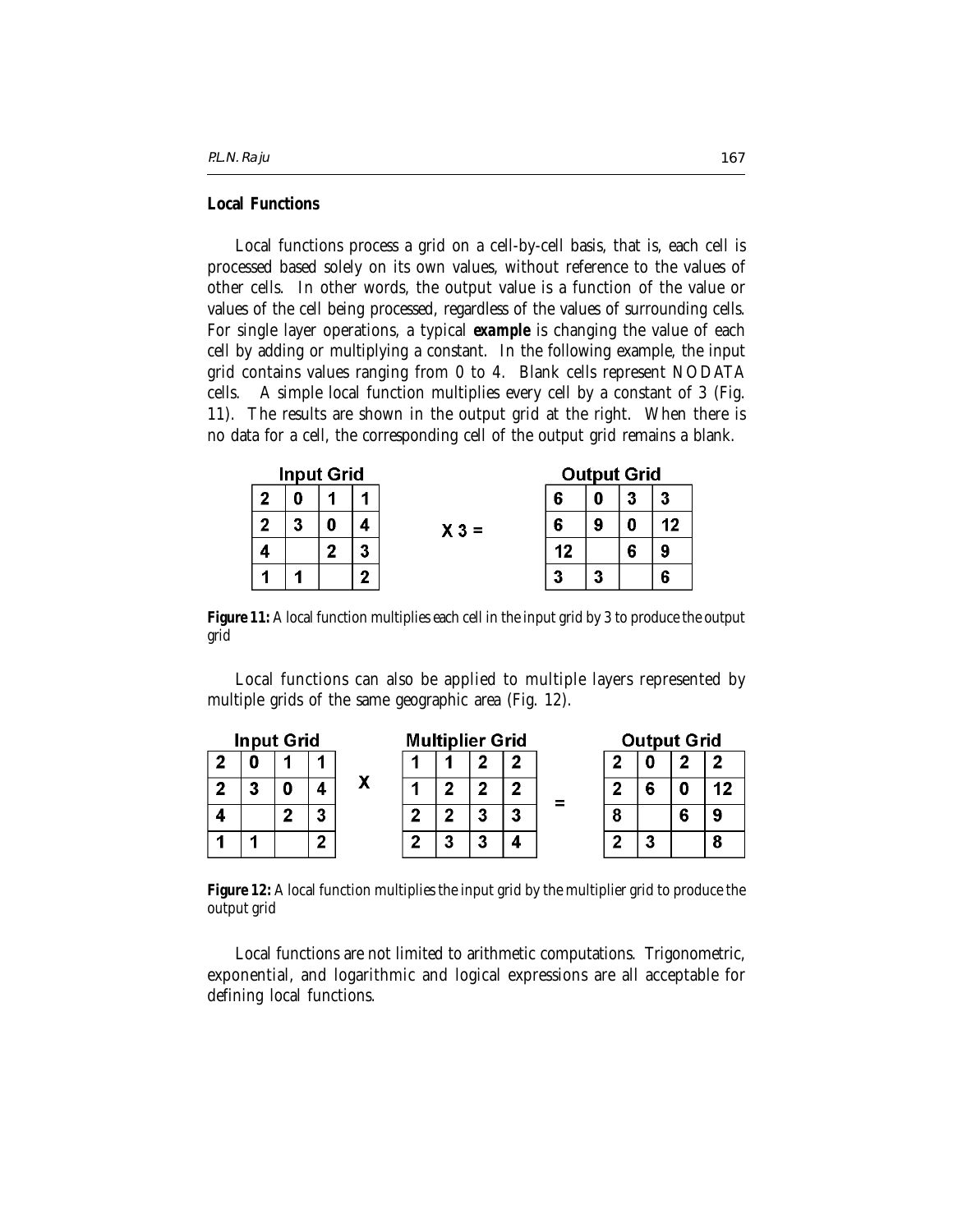**Local Functions**

Local functions process a grid on a cell-by-cell basis, that is, each cell is processed based solely on its own values, without reference to the values of other cells. In other words, the output value is a function of the value or values of the cell being processed, regardless of the values of surrounding cells. For single layer operations, a typical ***example*** is changing the value of each cell by adding or multiplying a constant. In the following example, the input grid contains values ranging from 0 to 4. Blank cells represent NODATA cells. A simple local function multiplies every cell by a constant of 3 (Fig. 11). The results are shown in the output grid at the right. When there is no data for a cell, the corresponding cell of the output grid remains a blank.

**Input Grid**

| | | | |
|---|---|---|---|
| 2 | 0 | 1 | 1 |
| 2 | 3 | 0 | 4 |
| 4 | | 2 | 3 |
| 1 | 1 | | 2 |

X 3 =

**Output Grid**

| | | | |
|---|---|---|---|
| 6 | 0 | 3 | 3 |
| 6 | 9 | 0 | 12 |
| 12 | | 6 | 9 |
| 3 | 3 | | 6 |

**Figure 11:** A local function multiplies each cell in the input grid by 3 to produce the output grid

Local functions can also be applied to multiple layers represented by multiple grids of the same geographic area (Fig. 12).

**Input Grid**

| | | | |
|---|---|---|---|
| 2 | 0 | 1 | 1 |
| 2 | 3 | 0 | 4 |
| 4 | | 2 | 3 |
| 1 | 1 | | 2 |

X

**Multiplier Grid**

| | | | |
|---|---|---|---|
| 1 | 1 | 2 | 2 |
| 1 | 2 | 2 | 2 |
| 2 | 2 | 3 | 3 |
| 2 | 3 | 3 | 4 |

=

**Output Grid**

| | | | |
|---|---|---|---|
| 2 | 0 | 2 | 2 |
| 2 | 6 | 0 | 12 |
| 8 | | 6 | 9 |
| 2 | 3 | | 8 |

**Figure 12:** A local function multiplies the input grid by the multiplier grid to produce the output grid

Local functions are not limited to arithmetic computations. Trigonometric, exponential, and logarithmic and logical expressions are all acceptable for defining local functions.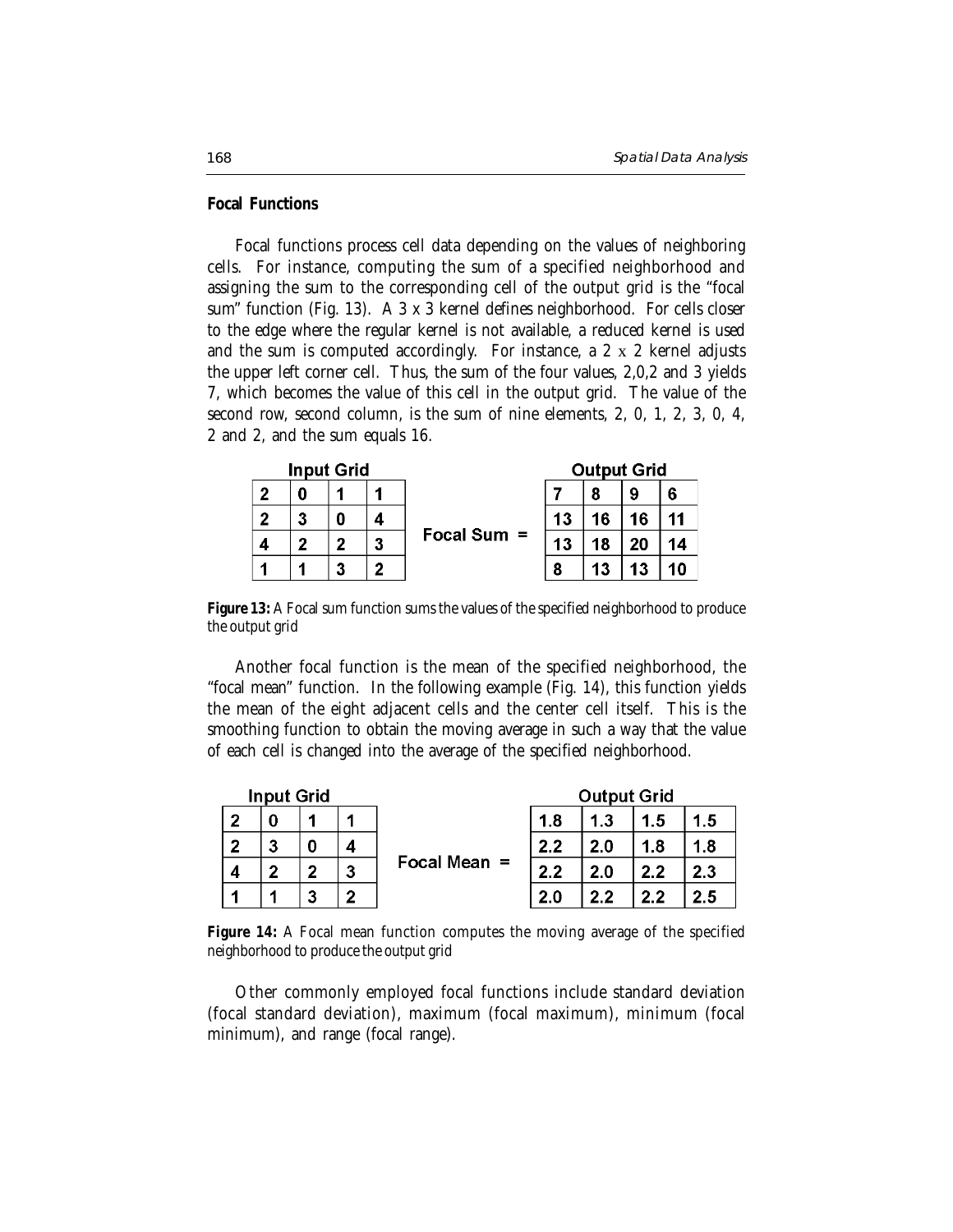**Focal Functions**

Focal functions process cell data depending on the values of neighboring cells. For instance, computing the sum of a specified neighborhood and assigning the sum to the corresponding cell of the output grid is the "focal sum" function (Fig. 13). A 3 x 3 kernel defines neighborhood. For cells closer to the edge where the regular kernel is not available, a reduced kernel is used and the sum is computed accordingly. For instance, a 2 x 2 kernel adjusts the upper left corner cell. Thus, the sum of the four values, 2,0,2 and 3 yields 7, which becomes the value of this cell in the output grid. The value of the second row, second column, is the sum of nine elements, 2, 0, 1, 2, 3, 0, 4, 2 and 2, and the sum equals 16.

**Input Grid**

| | | | |
|---|---|---|---|
| 2 | 0 | 1 | 1 |
| 2 | 3 | 0 | 4 |
| 4 | 2 | 2 | 3 |
| 1 | 1 | 3 | 2 |

Focal Sum =

**Output Grid**

| | | | |
|---|---|---|---|
| 7 | 8 | 9 | 6 |
| 13 | 16 | 16 | 11 |
| 13 | 18 | 20 | 14 |
| 8 | 13 | 13 | 10 |

**Figure 13:** A Focal sum function sums the values of the specified neighborhood to produce the output grid

Another focal function is the mean of the specified neighborhood, the "focal mean" function. In the following example (Fig. 14), this function yields the mean of the eight adjacent cells and the center cell itself. This is the smoothing function to obtain the moving average in such a way that the value of each cell is changed into the average of the specified neighborhood.

**Input Grid**

| | | | |
|---|---|---|---|
| 2 | 0 | 1 | 1 |
| 2 | 3 | 0 | 4 |
| 4 | 2 | 2 | 3 |
| 1 | 1 | 3 | 2 |

Focal Mean =

**Output Grid**

| | | | |
|---|---|---|---|
| 1.8 | 1.3 | 1.5 | 1.5 |
| 2.2 | 2.0 | 1.8 | 1.8 |
| 2.2 | 2.0 | 2.2 | 2.3 |
| 2.0 | 2.2 | 2.2 | 2.5 |

**Figure 14:** A Focal mean function computes the moving average of the specified neighborhood to produce the output grid

Other commonly employed focal functions include standard deviation (focal standard deviation), maximum (focal maximum), minimum (focal minimum), and range (focal range).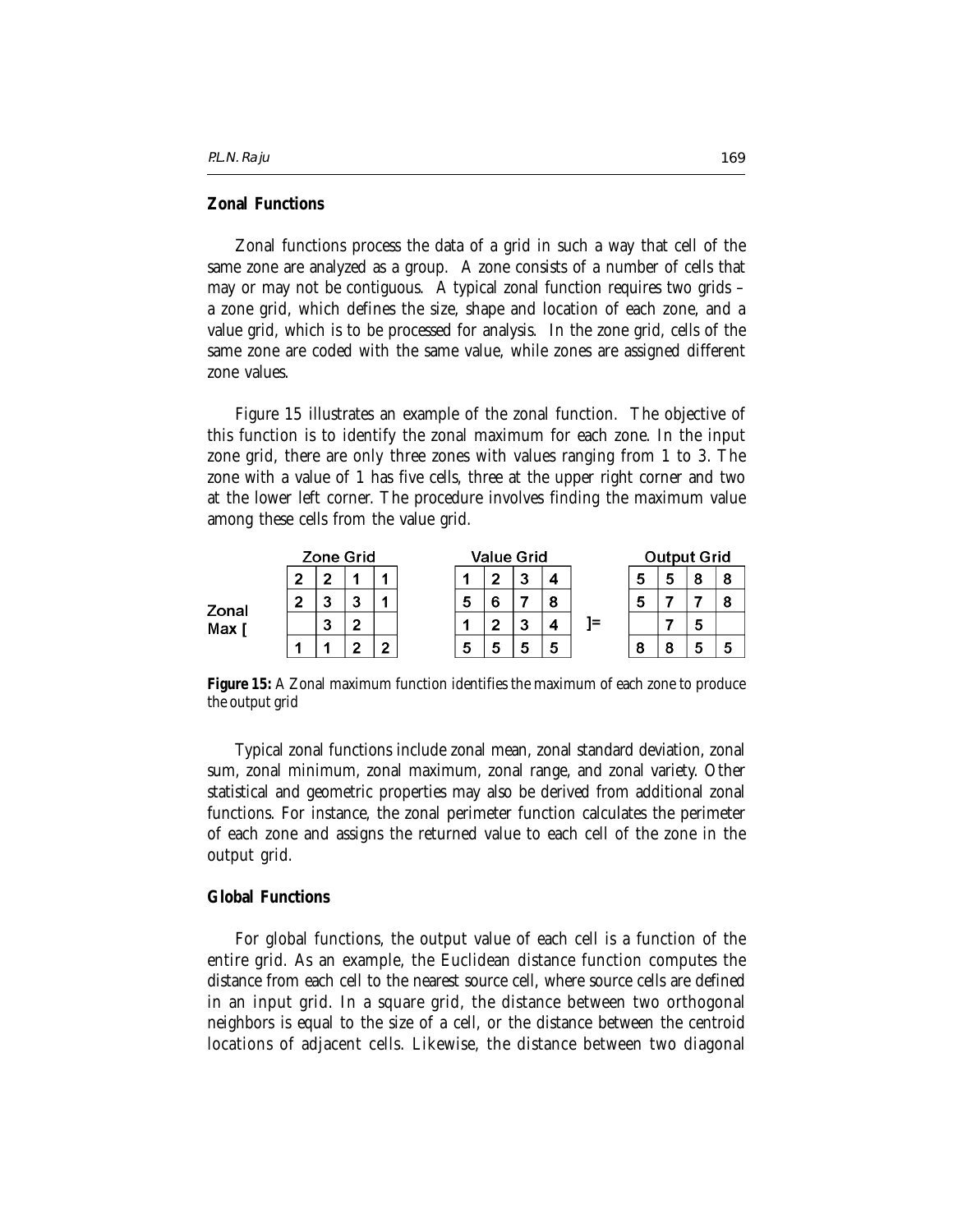**Zonal Functions**

Zonal functions process the data of a grid in such a way that cell of the same zone are analyzed as a group. A zone consists of a number of cells that may or may not be contiguous. A typical zonal function requires two grids – a zone grid, which defines the size, shape and location of each zone, and a value grid, which is to be processed for analysis. In the zone grid, cells of the same zone are coded with the same value, while zones are assigned different zone values.

Figure 15 illustrates an example of the zonal function. The objective of this function is to identify the zonal maximum for each zone. In the input zone grid, there are only three zones with values ranging from 1 to 3. The zone with a value of 1 has five cells, three at the upper right corner and two at the lower left corner. The procedure involves finding the maximum value among these cells from the value grid.

Zonal Max [ Zone Grid, Value Grid ]= Output Grid

Zone Grid

| | | | |
|---|---|---|---|
| 2 | 2 | 1 | 1 |
| 2 | 3 | 3 | 1 |
| | 3 | 2 | |
| 1 | 1 | 2 | 2 |

Value Grid

| | | | |
|---|---|---|---|
| 1 | 2 | 3 | 4 |
| 5 | 6 | 7 | 8 |
| 1 | 2 | 3 | 4 |
| 5 | 5 | 5 | 5 |

Output Grid

| | | | |
|---|---|---|---|
| 5 | 5 | 8 | 8 |
| 5 | 7 | 7 | 8 |
| | 7 | 5 | |
| 8 | 8 | 5 | 5 |

**Figure 15:** A Zonal maximum function identifies the maximum of each zone to produce the output grid

Typical zonal functions include zonal mean, zonal standard deviation, zonal sum, zonal minimum, zonal maximum, zonal range, and zonal variety. Other statistical and geometric properties may also be derived from additional zonal functions. For instance, the zonal perimeter function calculates the perimeter of each zone and assigns the returned value to each cell of the zone in the output grid.

**Global Functions**

For global functions, the output value of each cell is a function of the entire grid. As an example, the Euclidean distance function computes the distance from each cell to the nearest source cell, where source cells are defined in an input grid. In a square grid, the distance between two orthogonal neighbors is equal to the size of a cell, or the distance between the centroid locations of adjacent cells. Likewise, the distance between two diagonal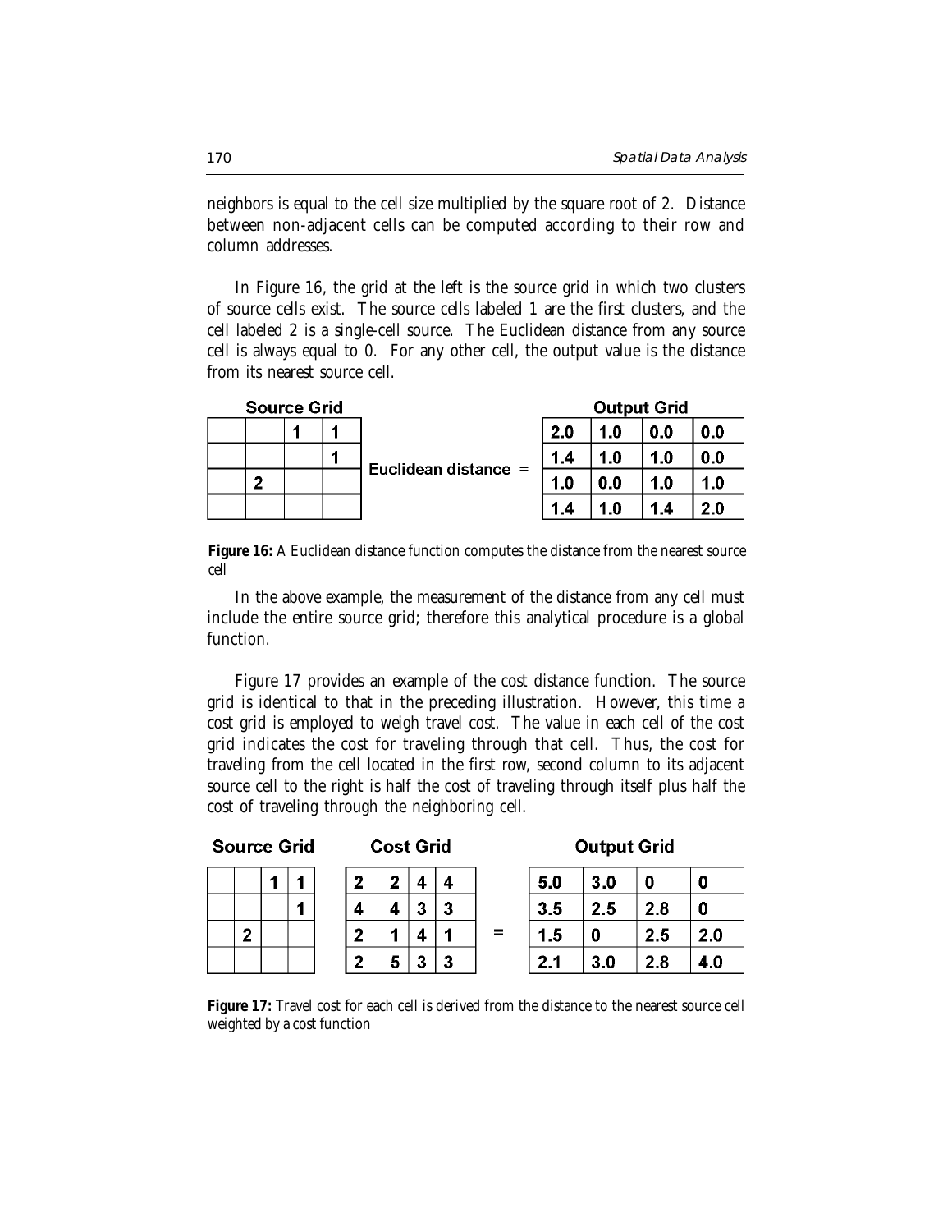neighbors is equal to the cell size multiplied by the square root of 2. Distance between non-adjacent cells can be computed according to their row and column addresses.

In Figure 16, the grid at the left is the source grid in which two clusters of source cells exist. The source cells labeled 1 are the first clusters, and the cell labeled 2 is a single-cell source. The Euclidean distance from any source cell is always equal to 0. For any other cell, the output value is the distance from its nearest source cell.

**Source Grid**

| | | | |
|---|---|---|---|
| | | 1 | 1 |
| | | | 1 |
| | 2 | | |
| | | | |

**Euclidean distance =**

**Output Grid**

| | | | |
|---|---|---|---|
| 2.0 | 1.0 | 0.0 | 0.0 |
| 1.4 | 1.0 | 1.0 | 0.0 |
| 1.0 | 0.0 | 1.0 | 1.0 |
| 1.4 | 1.0 | 1.4 | 2.0 |

**Figure 16:** A Euclidean distance function computes the distance from the nearest source cell

In the above example, the measurement of the distance from any cell must include the entire source grid; therefore this analytical procedure is a global function.

Figure 17 provides an example of the cost distance function. The source grid is identical to that in the preceding illustration. However, this time a cost grid is employed to weigh travel cost. The value in each cell of the cost grid indicates the cost for traveling through that cell. Thus, the cost for traveling from the cell located in the first row, second column to its adjacent source cell to the right is half the cost of traveling through itself plus half the cost of traveling through the neighboring cell.

**Source Grid**

| | | | |
|---|---|---|---|
| | | 1 | 1 |
| | | | 1 |
| | 2 | | |
| | | | |

**Cost Grid**

| | | | |
|---|---|---|---|
| 2 | 2 | 4 | 4 |
| 4 | 4 | 3 | 3 |
| 2 | 1 | 4 | 1 |
| 2 | 5 | 3 | 3 |

=

**Output Grid**

| | | | |
|---|---|---|---|
| 5.0 | 3.0 | 0 | 0 |
| 3.5 | 2.5 | 2.8 | 0 |
| 1.5 | 0 | 2.5 | 2.0 |
| 2.1 | 3.0 | 2.8 | 4.0 |

**Figure 17:** Travel cost for each cell is derived from the distance to the nearest source cell weighted by a cost function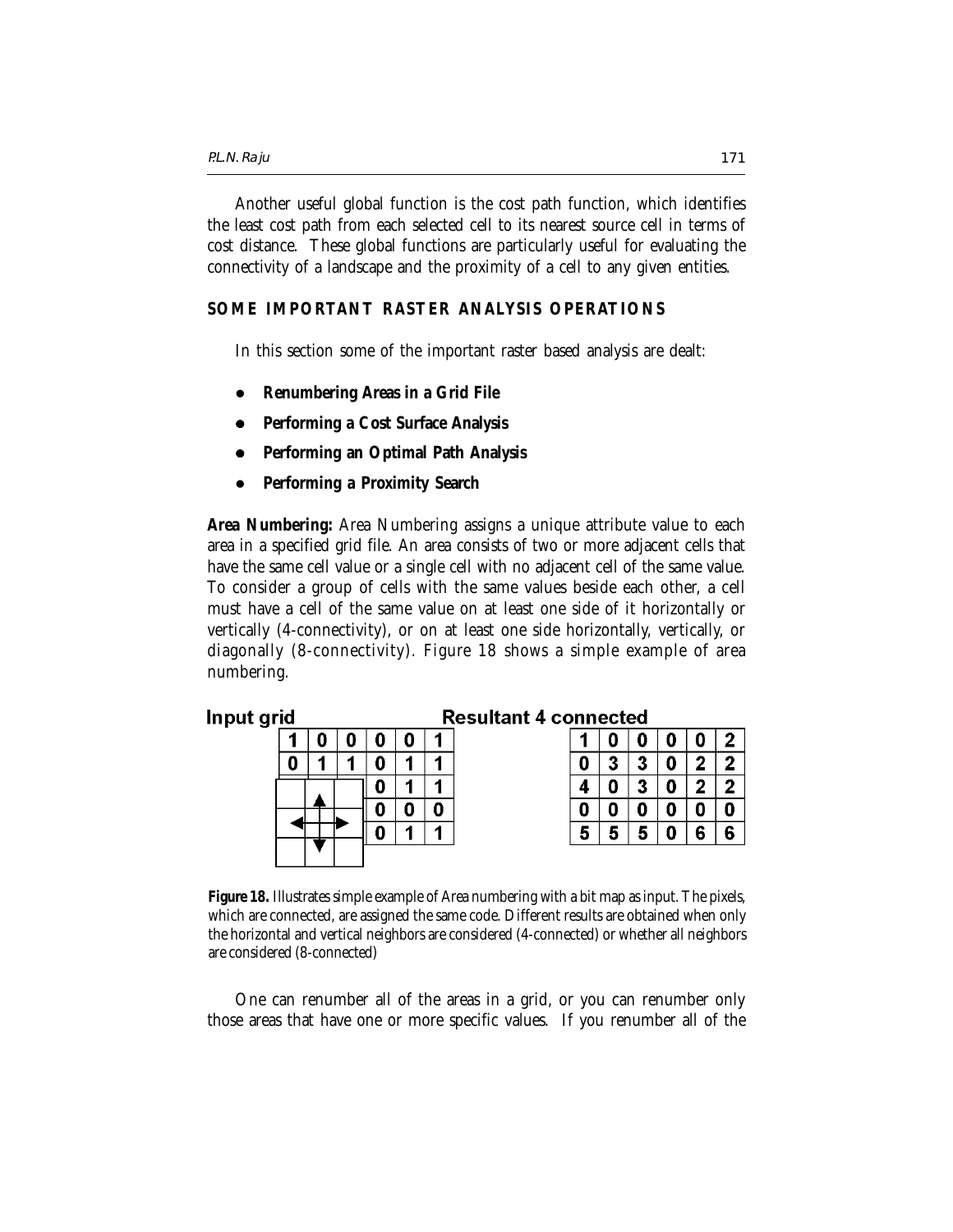Another useful global function is the cost path function, which identifies the least cost path from each selected cell to its nearest source cell in terms of cost distance. These global functions are particularly useful for evaluating the connectivity of a landscape and the proximity of a cell to any given entities.

## SOME IMPORTANT RASTER ANALYSIS OPERATIONS

In this section some of the important raster based analysis are dealt:

- **Renumbering Areas in a Grid File**
- **Performing a Cost Surface Analysis**
- **Performing an Optimal Path Analysis**
- **Performing a Proximity Search**

**Area Numbering:** Area Numbering assigns a unique attribute value to each area in a specified grid file. An area consists of two or more adjacent cells that have the same cell value or a single cell with no adjacent cell of the same value. To consider a group of cells with the same values beside each other, a cell must have a cell of the same value on at least one side of it horizontally or vertically (4-connectivity), or on at least one side horizontally, vertically, or diagonally (8-connectivity). Figure 18 shows a simple example of area numbering.

**Input grid**

| | | | | | |
|---|---|---|---|---|---|
| 1 | 0 | 0 | 0 | 0 | 1 |
| 0 | 1 | 1 | 0 | 1 | 1 |
| | | | 0 | 1 | 1 |
| | | | 0 | 0 | 0 |
| | | | 0 | 1 | 1 |

**Resultant 4 connected**

| | | | | | |
|---|---|---|---|---|---|
| 1 | 0 | 0 | 0 | 0 | 2 |
| 0 | 3 | 3 | 0 | 2 | 2 |
| 4 | 0 | 3 | 0 | 2 | 2 |
| 0 | 0 | 0 | 0 | 0 | 0 |
| 5 | 5 | 5 | 0 | 6 | 6 |

**Figure 18.** Illustrates simple example of Area numbering with a bit map as input. The pixels, which are connected, are assigned the same code. Different results are obtained when only the horizontal and vertical neighbors are considered (4-connected) or whether all neighbors are considered (8-connected)

One can renumber all of the areas in a grid, or you can renumber only those areas that have one or more specific values. If you renumber all of the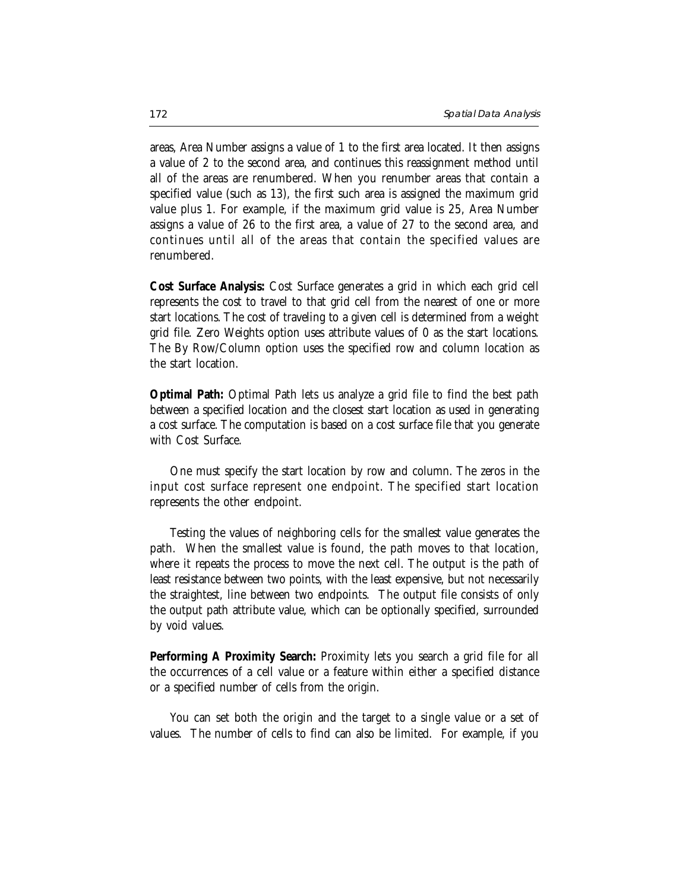areas, Area Number assigns a value of 1 to the first area located. It then assigns a value of 2 to the second area, and continues this reassignment method until all of the areas are renumbered. When you renumber areas that contain a specified value (such as 13), the first such area is assigned the maximum grid value plus 1. For example, if the maximum grid value is 25, Area Number assigns a value of 26 to the first area, a value of 27 to the second area, and continues until all of the areas that contain the specified values are renumbered.

**Cost Surface Analysis:** Cost Surface generates a grid in which each grid cell represents the cost to travel to that grid cell from the nearest of one or more start locations. The cost of traveling to a given cell is determined from a weight grid file. Zero Weights option uses attribute values of 0 as the start locations. The By Row/Column option uses the specified row and column location as the start location.

**Optimal Path:** Optimal Path lets us analyze a grid file to find the best path between a specified location and the closest start location as used in generating a cost surface. The computation is based on a cost surface file that you generate with Cost Surface.

One must specify the start location by row and column. The zeros in the input cost surface represent one endpoint. The specified start location represents the other endpoint.

Testing the values of neighboring cells for the smallest value generates the path. When the smallest value is found, the path moves to that location, where it repeats the process to move the next cell. The output is the path of least resistance between two points, with the least expensive, but not necessarily the straightest, line between two endpoints. The output file consists of only the output path attribute value, which can be optionally specified, surrounded by void values.

**Performing A Proximity Search:** Proximity lets you search a grid file for all the occurrences of a cell value or a feature within either a specified distance or a specified number of cells from the origin.

You can set both the origin and the target to a single value or a set of values. The number of cells to find can also be limited. For example, if you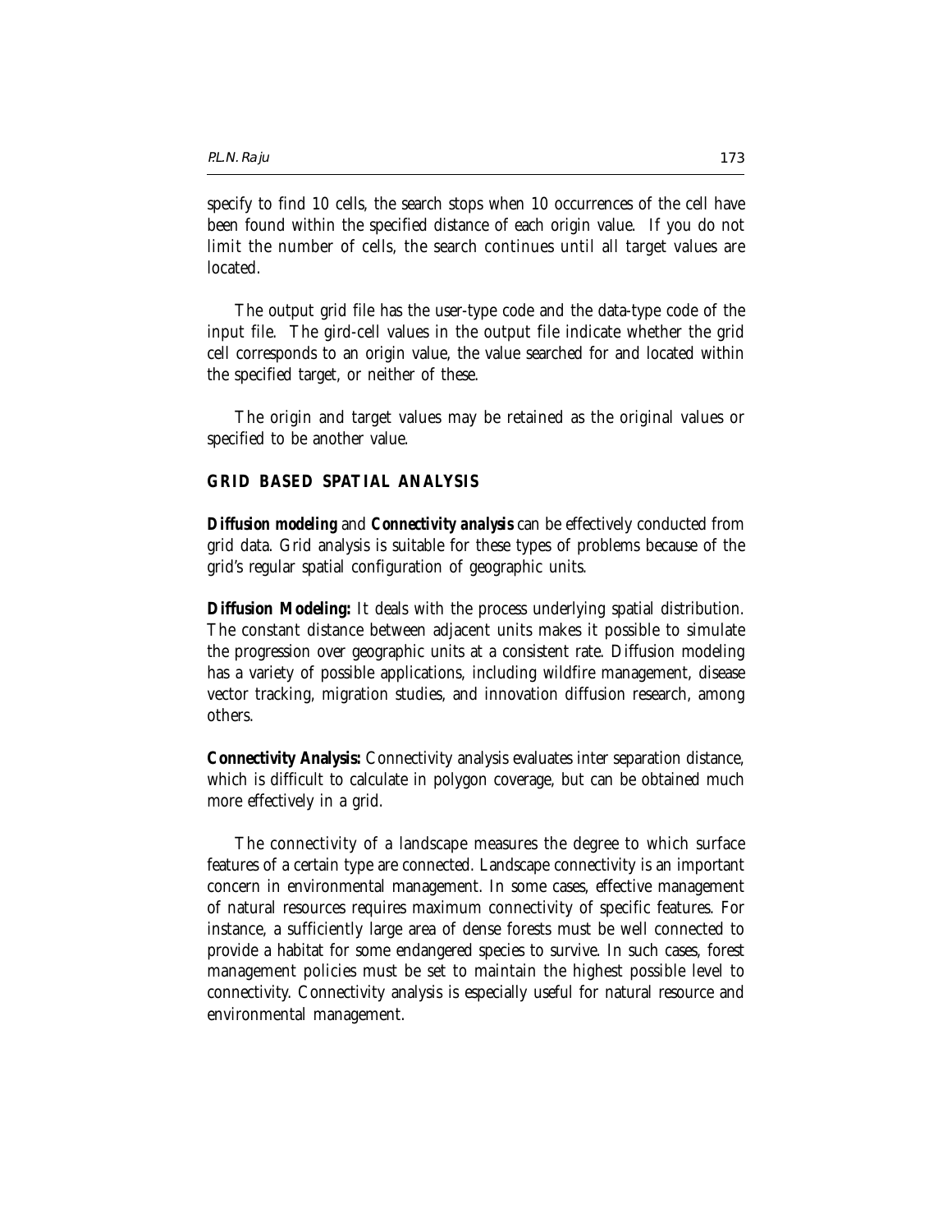specify to find 10 cells, the search stops when 10 occurrences of the cell have been found within the specified distance of each origin value. If you do not limit the number of cells, the search continues until all target values are located.

The output grid file has the user-type code and the data-type code of the input file. The gird-cell values in the output file indicate whether the grid cell corresponds to an origin value, the value searched for and located within the specified target, or neither of these.

The origin and target values may be retained as the original values or specified to be another value.

## GRID BASED SPATIAL ANALYSIS

***Diffusion modeling*** and ***Connectivity analysis*** can be effectively conducted from grid data. Grid analysis is suitable for these types of problems because of the grid's regular spatial configuration of geographic units.

**Diffusion Modeling:** It deals with the process underlying spatial distribution. The constant distance between adjacent units makes it possible to simulate the progression over geographic units at a consistent rate. Diffusion modeling has a variety of possible applications, including wildfire management, disease vector tracking, migration studies, and innovation diffusion research, among others.

**Connectivity Analysis:** Connectivity analysis evaluates inter separation distance, which is difficult to calculate in polygon coverage, but can be obtained much more effectively in a grid.

The connectivity of a landscape measures the degree to which surface features of a certain type are connected. Landscape connectivity is an important concern in environmental management. In some cases, effective management of natural resources requires maximum connectivity of specific features. For instance, a sufficiently large area of dense forests must be well connected to provide a habitat for some endangered species to survive. In such cases, forest management policies must be set to maintain the highest possible level to connectivity. Connectivity analysis is especially useful for natural resource and environmental management.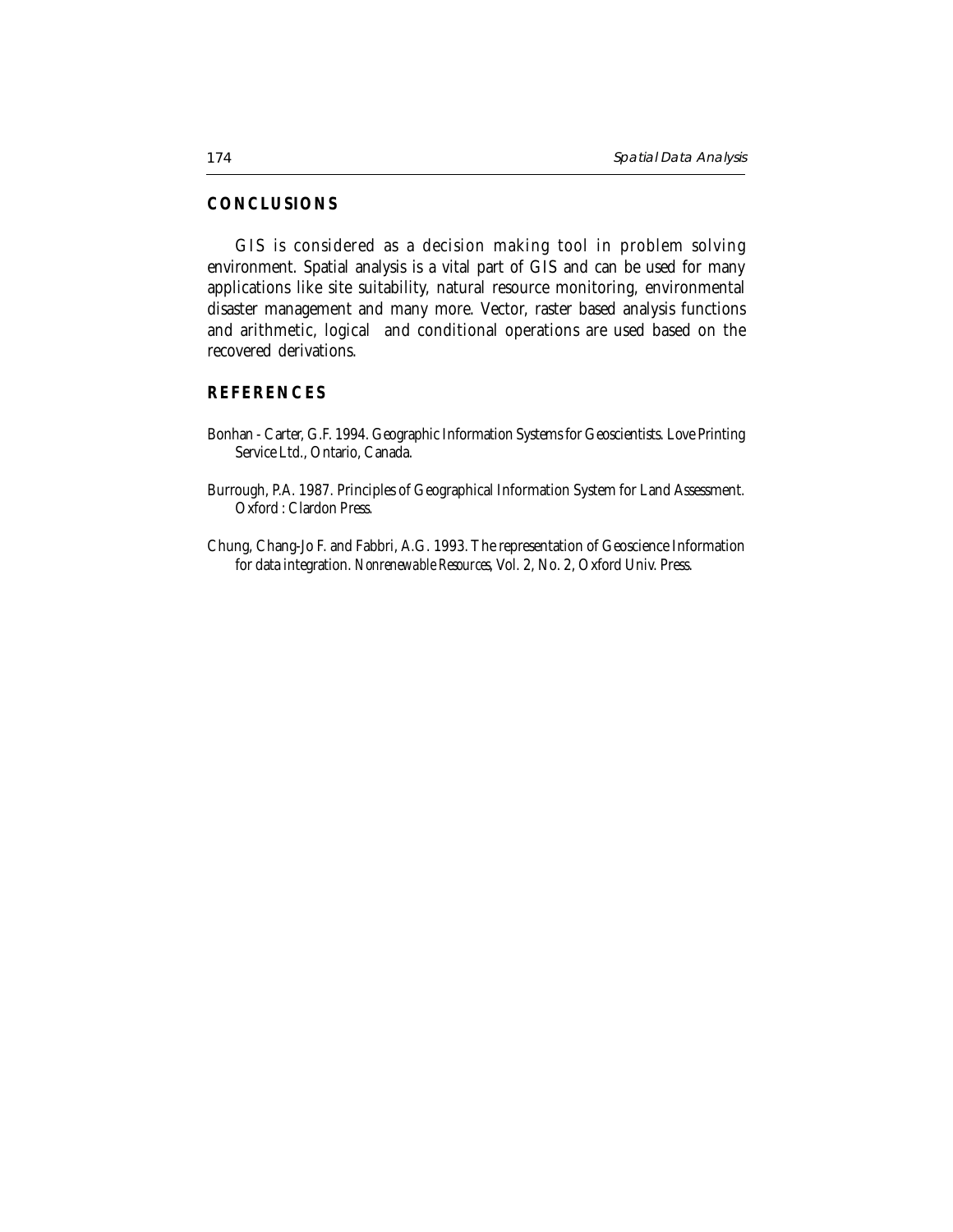## CONCLUSIONS

GIS is considered as a decision making tool in problem solving environment. Spatial analysis is a vital part of GIS and can be used for many applications like site suitability, natural resource monitoring, environmental disaster management and many more. Vector, raster based analysis functions and arithmetic, logical and conditional operations are used based on the recovered derivations.

## REFERENCES

Bonhan - Carter, G.F. 1994. Geographic Information Systems for Geoscientists. Love Printing Service Ltd., Ontario, Canada.

Burrough, P.A. 1987. Principles of Geographical Information System for Land Assessment. Oxford : Clardon Press.

Chung, Chang-Jo F. and Fabbri, A.G. 1993. The representation of Geoscience Information for data integration. *Nonrenewable Resources*, Vol. 2, No. 2, Oxford Univ. Press.